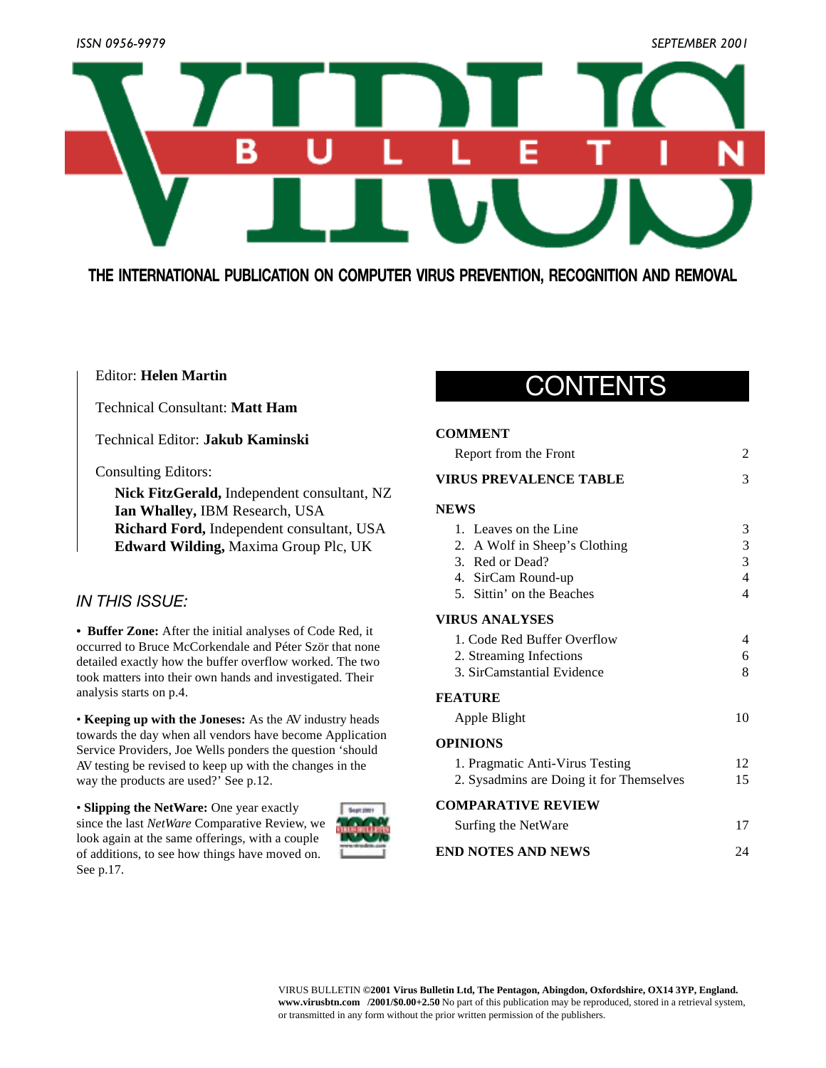ISSN 0956-9979 SEPTEMBER 2001

# VIRUS BULLETIN

**THE INTERNATIONAL PUBLICATION ON COMPUTER VIRUS PREVENTION, RECOGNITION AND REMOVAL**

Editor: **Helen Martin**

Technical Consultant: **Matt Ham**

Technical Editor: **Jakub Kaminski**

Consulting Editors:

**Nick FitzGerald,** Independent consultant, NZ
**Ian Whalley,** IBM Research, USA
**Richard Ford,** Independent consultant, USA
**Edward Wilding,** Maxima Group Plc, UK

## IN THIS ISSUE:

• **Buffer Zone:** After the initial analyses of Code Red, it occurred to Bruce McCorkendale and Péter Ször that none detailed exactly how the buffer overflow worked. The two took matters into their own hands and investigated. Their analysis starts on p.4.

• **Keeping up with the Joneses:** As the AV industry heads towards the day when all vendors have become Application Service Providers, Joe Wells ponders the question 'should AV testing be revised to keep up with the changes in the way the products are used?' See p.12.

• **Slipping the NetWare:** One year exactly since the last *NetWare* Comparative Review, we look again at the same offerings, with a couple of additions, to see how things have moved on. See p.17.

## CONTENTS

**COMMENT**

| | |
|---|---|
| Report from the Front | 2 |

**VIRUS PREVALENCE TABLE** 3

**NEWS**

| | |
|---|---|
| 1. Leaves on the Line | 3 |
| 2. A Wolf in Sheep's Clothing | 3 |
| 3. Red or Dead? | 3 |
| 4. SirCam Round-up | 4 |
| 5. Sittin' on the Beaches | 4 |

**VIRUS ANALYSES**

| | |
|---|---|
| 1. Code Red Buffer Overflow | 4 |
| 2. Streaming Infections | 6 |
| 3. SirCamstantial Evidence | 8 |

**FEATURE**

| | |
|---|---|
| Apple Blight | 10 |

**OPINIONS**

| | |
|---|---|
| 1. Pragmatic Anti-Virus Testing | 12 |
| 2. Sysadmins are Doing it for Themselves | 15 |

**COMPARATIVE REVIEW**

| | |
|---|---|
| Surfing the NetWare | 17 |

**END NOTES AND NEWS** 24

VIRUS BULLETIN **©2001 Virus Bulletin Ltd, The Pentagon, Abingdon, Oxfordshire, OX14 3YP, England. www.virusbtn.com /2001/$0.00+2.50** No part of this publication may be reproduced, stored in a retrieval system, or transmitted in any form without the prior written permission of the publishers.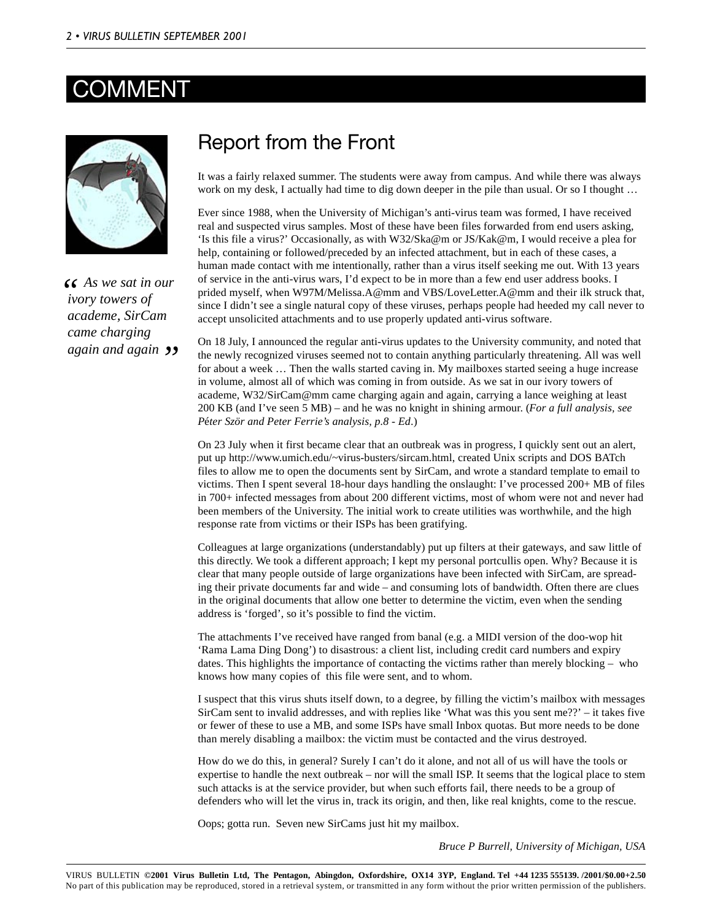# COMMENT

## Report from the Front

> *As we sat in our ivory towers of academe, SirCam came charging again and again*

It was a fairly relaxed summer. The students were away from campus. And while there was always work on my desk, I actually had time to dig down deeper in the pile than usual. Or so I thought …

Ever since 1988, when the University of Michigan's anti-virus team was formed, I have received real and suspected virus samples. Most of these have been files forwarded from end users asking, 'Is this file a virus?' Occasionally, as with W32/Ska@m or JS/Kak@m, I would receive a plea for help, containing or followed/preceded by an infected attachment, but in each of these cases, a human made contact with me intentionally, rather than a virus itself seeking me out. With 13 years of service in the anti-virus wars, I'd expect to be in more than a few end user address books. I prided myself, when W97M/Melissa.A@mm and VBS/LoveLetter.A@mm and their ilk struck that, since I didn't see a single natural copy of these viruses, perhaps people had heeded my call never to accept unsolicited attachments and to use properly updated anti-virus software.

On 18 July, I announced the regular anti-virus updates to the University community, and noted that the newly recognized viruses seemed not to contain anything particularly threatening. All was well for about a week … Then the walls started caving in. My mailboxes started seeing a huge increase in volume, almost all of which was coming in from outside. As we sat in our ivory towers of academe, W32/SirCam@mm came charging again and again, carrying a lance weighing at least 200 KB (and I've seen 5 MB) – and he was no knight in shining armour. (*For a full analysis, see Péter Ször and Peter Ferrie's analysis, p.8 - Ed*.)

On 23 July when it first became clear that an outbreak was in progress, I quickly sent out an alert, put up http://www.umich.edu/~virus-busters/sircam.html, created Unix scripts and DOS BATch files to allow me to open the documents sent by SirCam, and wrote a standard template to email to victims. Then I spent several 18-hour days handling the onslaught: I've processed 200+ MB of files in 700+ infected messages from about 200 different victims, most of whom were not and never had been members of the University. The initial work to create utilities was worthwhile, and the high response rate from victims or their ISPs has been gratifying.

Colleagues at large organizations (understandably) put up filters at their gateways, and saw little of this directly. We took a different approach; I kept my personal portcullis open. Why? Because it is clear that many people outside of large organizations have been infected with SirCam, are spreading their private documents far and wide – and consuming lots of bandwidth. Often there are clues in the original documents that allow one better to determine the victim, even when the sending address is 'forged', so it's possible to find the victim.

The attachments I've received have ranged from banal (e.g. a MIDI version of the doo-wop hit 'Rama Lama Ding Dong') to disastrous: a client list, including credit card numbers and expiry dates. This highlights the importance of contacting the victims rather than merely blocking – who knows how many copies of this file were sent, and to whom.

I suspect that this virus shuts itself down, to a degree, by filling the victim's mailbox with messages SirCam sent to invalid addresses, and with replies like 'What was this you sent me??' – it takes five or fewer of these to use a MB, and some ISPs have small Inbox quotas. But more needs to be done than merely disabling a mailbox: the victim must be contacted and the virus destroyed.

How do we do this, in general? Surely I can't do it alone, and not all of us will have the tools or expertise to handle the next outbreak – nor will the small ISP. It seems that the logical place to stem such attacks is at the service provider, but when such efforts fail, there needs to be a group of defenders who will let the virus in, track its origin, and then, like real knights, come to the rescue.

Oops; gotta run. Seven new SirCams just hit my mailbox.

*Bruce P Burrell, University of Michigan, USA*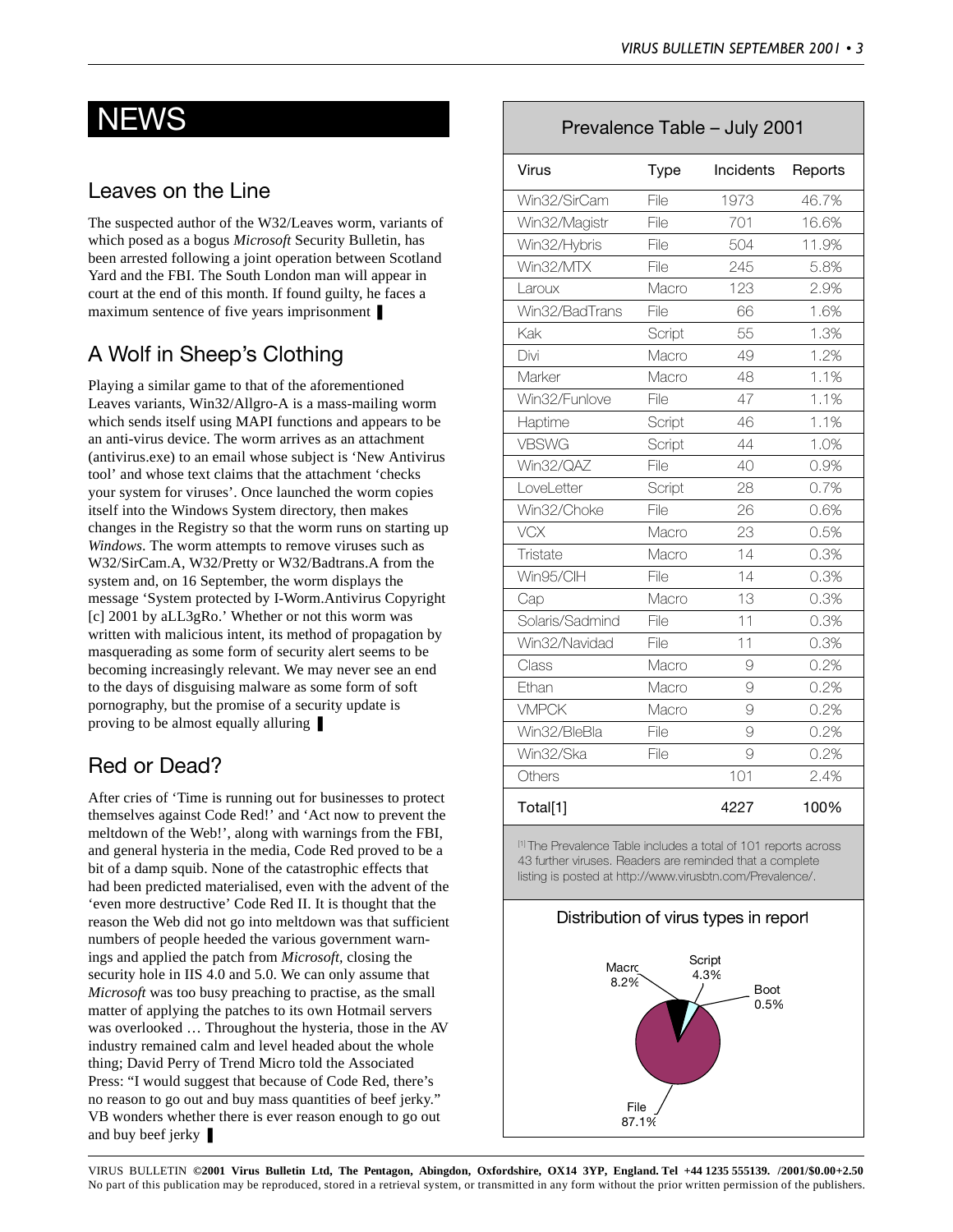# NEWS

## Leaves on the Line

The suspected author of the W32/Leaves worm, variants of which posed as a bogus *Microsoft* Security Bulletin, has been arrested following a joint operation between Scotland Yard and the FBI. The South London man will appear in court at the end of this month. If found guilty, he faces a maximum sentence of five years imprisonment ❚

## A Wolf in Sheep's Clothing

Playing a similar game to that of the aforementioned Leaves variants, Win32/Allgro-A is a mass-mailing worm which sends itself using MAPI functions and appears to be an anti-virus device. The worm arrives as an attachment (antivirus.exe) to an email whose subject is 'New Antivirus tool' and whose text claims that the attachment 'checks your system for viruses'. Once launched the worm copies itself into the Windows System directory, then makes changes in the Registry so that the worm runs on starting up *Windows*. The worm attempts to remove viruses such as W32/SirCam.A, W32/Pretty or W32/Badtrans.A from the system and, on 16 September, the worm displays the message 'System protected by I-Worm.Antivirus Copyright [c] 2001 by aLL3gRo.' Whether or not this worm was written with malicious intent, its method of propagation by masquerading as some form of security alert seems to be becoming increasingly relevant. We may never see an end to the days of disguising malware as some form of soft pornography, but the promise of a security update is proving to be almost equally alluring ❚

## Red or Dead?

After cries of 'Time is running out for businesses to protect themselves against Code Red!' and 'Act now to prevent the meltdown of the Web!', along with warnings from the FBI, and general hysteria in the media, Code Red proved to be a bit of a damp squib. None of the catastrophic effects that had been predicted materialised, even with the advent of the 'even more destructive' Code Red II. It is thought that the reason the Web did not go into meltdown was that sufficient numbers of people heeded the various government warnings and applied the patch from *Microsoft*, closing the security hole in IIS 4.0 and 5.0. We can only assume that *Microsoft* was too busy preaching to practise, as the small matter of applying the patches to its own Hotmail servers was overlooked … Throughout the hysteria, those in the AV industry remained calm and level headed about the whole thing; David Perry of Trend Micro told the Associated Press: "I would suggest that because of Code Red, there's no reason to go out and buy mass quantities of beef jerky." VB wonders whether there is ever reason enough to go out and buy beef jerky ❚

## Prevalence Table – July 2001

| Virus | Type | Incidents | Reports |
|---|---|---|---|
| Win32/SirCam | File | 1973 | 46.7% |
| Win32/Magistr | File | 701 | 16.6% |
| Win32/Hybris | File | 504 | 11.9% |
| Win32/MTX | File | 245 | 5.8% |
| Laroux | Macro | 123 | 2.9% |
| Win32/BadTrans | File | 66 | 1.6% |
| Kak | Script | 55 | 1.3% |
| Divi | Macro | 49 | 1.2% |
| Marker | Macro | 48 | 1.1% |
| Win32/Funlove | File | 47 | 1.1% |
| Haptime | Script | 46 | 1.1% |
| VBSWG | Script | 44 | 1.0% |
| Win32/QAZ | File | 40 | 0.9% |
| LoveLetter | Script | 28 | 0.7% |
| Win32/Choke | File | 26 | 0.6% |
| VCX | Macro | 23 | 0.5% |
| Tristate | Macro | 14 | 0.3% |
| Win95/CIH | File | 14 | 0.3% |
| Cap | Macro | 13 | 0.3% |
| Solaris/Sadmind | File | 11 | 0.3% |
| Win32/Navidad | File | 11 | 0.3% |
| Class | Macro | 9 | 0.2% |
| Ethan | Macro | 9 | 0.2% |
| VMPCK | Macro | 9 | 0.2% |
| Win32/BleBla | File | 9 | 0.2% |
| Win32/Ska | File | 9 | 0.2% |
| Others | | 101 | 2.4% |
| Total[1] | | 4227 | 100% |

[1] The Prevalence Table includes a total of 101 reports across 43 further viruses. Readers are reminded that a complete listing is posted at http://www.virusbtn.com/Prevalence/.

Distribution of virus types in reports

Macro 8.2%, Script 4.3%, Boot 0.5%, File 87.1%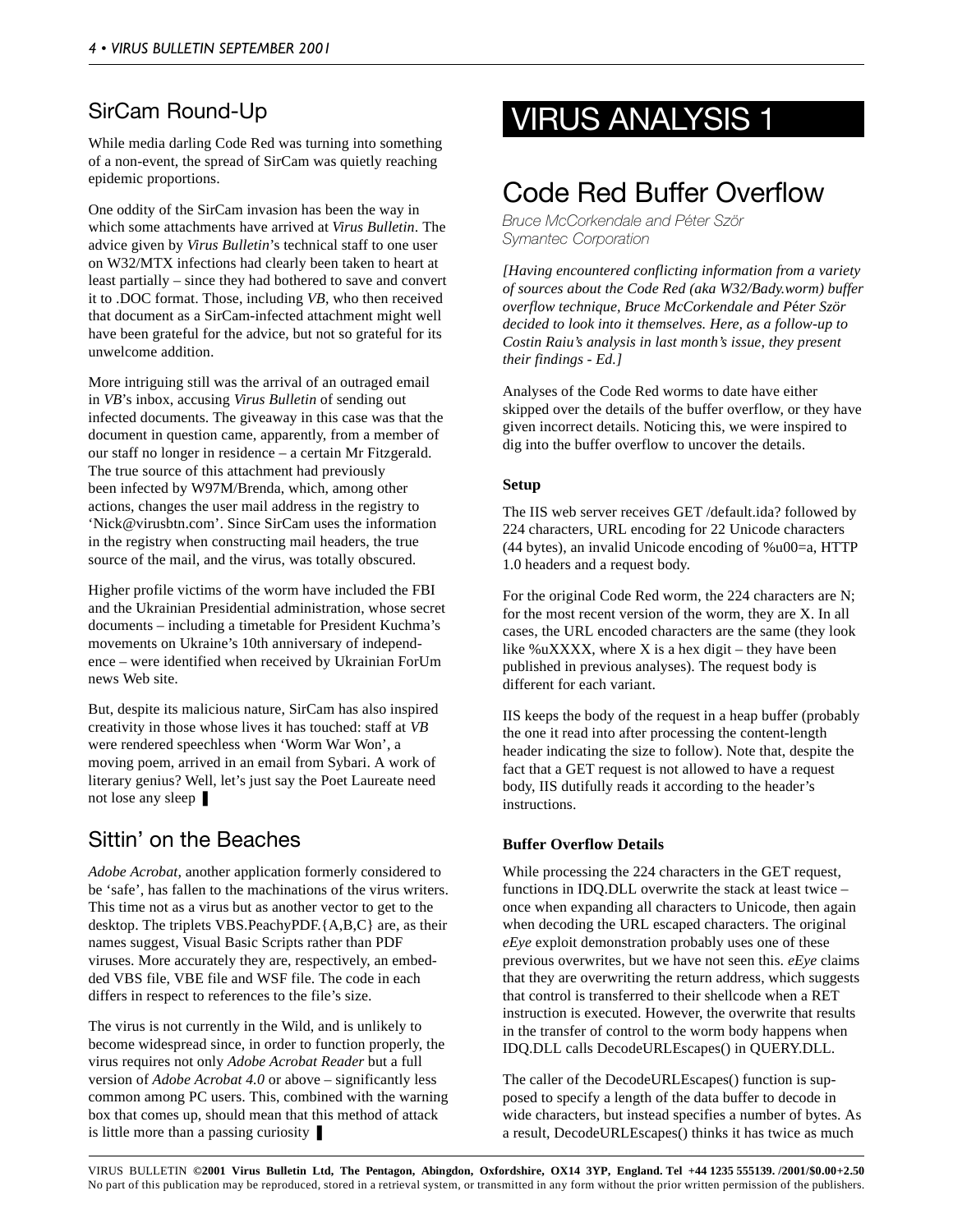## SirCam Round-Up

While media darling Code Red was turning into something of a non-event, the spread of SirCam was quietly reaching epidemic proportions.

One oddity of the SirCam invasion has been the way in which some attachments have arrived at *Virus Bulletin*. The advice given by *Virus Bulletin*'s technical staff to one user on W32/MTX infections had clearly been taken to heart at least partially – since they had bothered to save and convert it to .DOC format. Those, including *VB*, who then received that document as a SirCam-infected attachment might well have been grateful for the advice, but not so grateful for its unwelcome addition.

More intriguing still was the arrival of an outraged email in *VB*'s inbox, accusing *Virus Bulletin* of sending out infected documents. The giveaway in this case was that the document in question came, apparently, from a member of our staff no longer in residence – a certain Mr Fitzgerald. The true source of this attachment had previously been infected by W97M/Brenda, which, among other actions, changes the user mail address in the registry to 'Nick@virusbtn.com'. Since SirCam uses the information in the registry when constructing mail headers, the true source of the mail, and the virus, was totally obscured.

Higher profile victims of the worm have included the FBI and the Ukrainian Presidential administration, whose secret documents – including a timetable for President Kuchma's movements on Ukraine's 10th anniversary of independence – were identified when received by Ukrainian ForUm news Web site.

But, despite its malicious nature, SirCam has also inspired creativity in those whose lives it has touched: staff at *VB* were rendered speechless when 'Worm War Won', a moving poem, arrived in an email from Sybari. A work of literary genius? Well, let's just say the Poet Laureate need not lose any sleep ▌

## Sittin' on the Beaches

*Adobe Acrobat*, another application formerly considered to be 'safe', has fallen to the machinations of the virus writers. This time not as a virus but as another vector to get to the desktop. The triplets VBS.PeachyPDF.{A,B,C} are, as their names suggest, Visual Basic Scripts rather than PDF viruses. More accurately they are, respectively, an embedded VBS file, VBE file and WSF file. The code in each differs in respect to references to the file's size.

The virus is not currently in the Wild, and is unlikely to become widespread since, in order to function properly, the virus requires not only *Adobe Acrobat Reader* but a full version of *Adobe Acrobat 4.0* or above – significantly less common among PC users. This, combined with the warning box that comes up, should mean that this method of attack is little more than a passing curiosity ▌

# VIRUS ANALYSIS 1

## Code Red Buffer Overflow

*Bruce McCorkendale and Péter Ször*
*Symantec Corporation*

*[Having encountered conflicting information from a variety of sources about the Code Red (aka W32/Bady.worm) buffer overflow technique, Bruce McCorkendale and Péter Ször decided to look into it themselves. Here, as a follow-up to Costin Raiu's analysis in last month's issue, they present their findings - Ed.]*

Analyses of the Code Red worms to date have either skipped over the details of the buffer overflow, or they have given incorrect details. Noticing this, we were inspired to dig into the buffer overflow to uncover the details.

### Setup

The IIS web server receives GET /default.ida? followed by 224 characters, URL encoding for 22 Unicode characters (44 bytes), an invalid Unicode encoding of %u00=a, HTTP 1.0 headers and a request body.

For the original Code Red worm, the 224 characters are N; for the most recent version of the worm, they are X. In all cases, the URL encoded characters are the same (they look like %uXXXX, where X is a hex digit – they have been published in previous analyses). The request body is different for each variant.

IIS keeps the body of the request in a heap buffer (probably the one it read into after processing the content-length header indicating the size to follow). Note that, despite the fact that a GET request is not allowed to have a request body, IIS dutifully reads it according to the header's instructions.

### Buffer Overflow Details

While processing the 224 characters in the GET request, functions in IDQ.DLL overwrite the stack at least twice – once when expanding all characters to Unicode, then again when decoding the URL escaped characters. The original *eEye* exploit demonstration probably uses one of these previous overwrites, but we have not seen this. *eEye* claims that they are overwriting the return address, which suggests that control is transferred to their shellcode when a RET instruction is executed. However, the overwrite that results in the transfer of control to the worm body happens when IDQ.DLL calls DecodeURLEscapes() in QUERY.DLL.

The caller of the DecodeURLEscapes() function is supposed to specify a length of the data buffer to decode in wide characters, but instead specifies a number of bytes. As a result, DecodeURLEscapes() thinks it has twice as much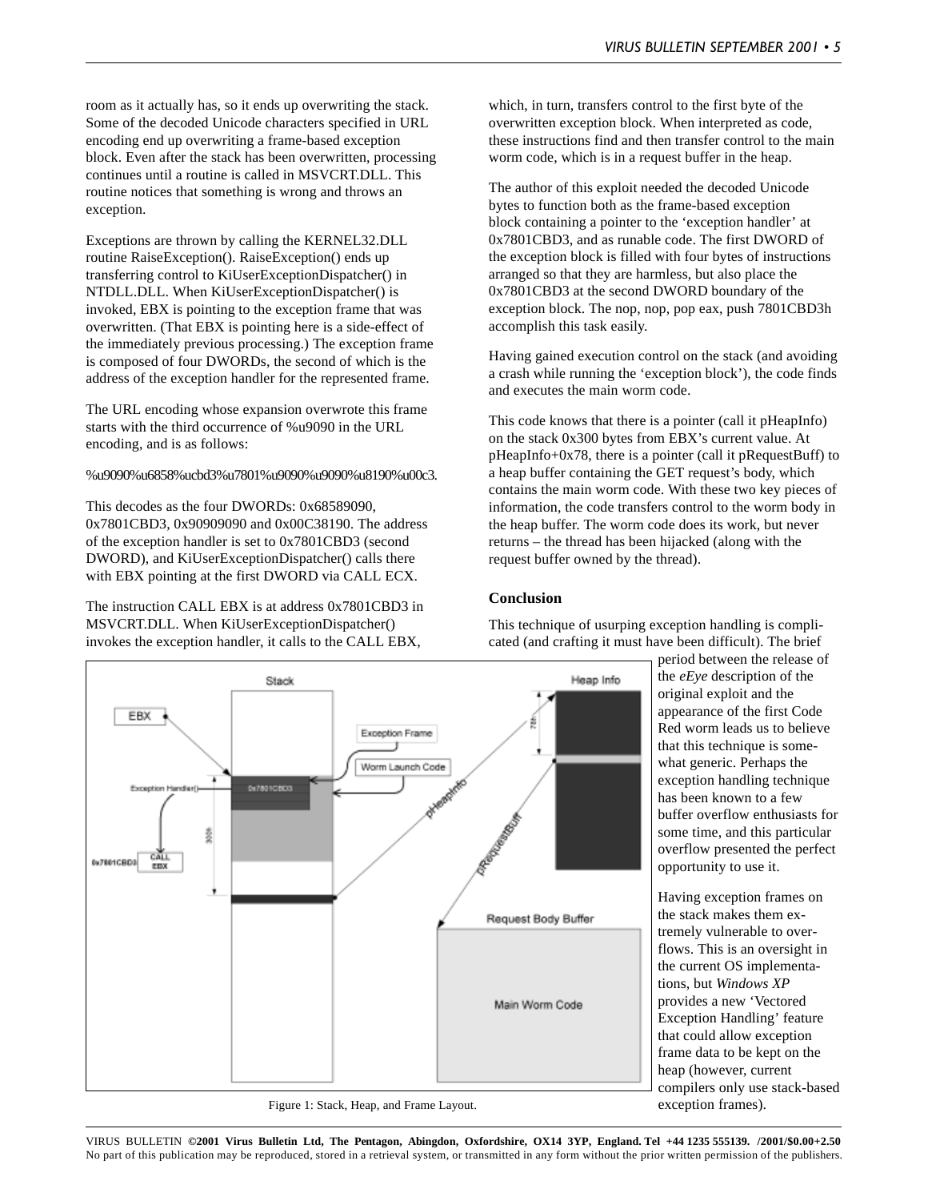room as it actually has, so it ends up overwriting the stack. Some of the decoded Unicode characters specified in URL encoding end up overwriting a frame-based exception block. Even after the stack has been overwritten, processing continues until a routine is called in MSVCRT.DLL. This routine notices that something is wrong and throws an exception.

Exceptions are thrown by calling the KERNEL32.DLL routine RaiseException(). RaiseException() ends up transferring control to KiUserExceptionDispatcher() in NTDLL.DLL. When KiUserExceptionDispatcher() is invoked, EBX is pointing to the exception frame that was overwritten. (That EBX is pointing here is a side-effect of the immediately previous processing.) The exception frame is composed of four DWORDs, the second of which is the address of the exception handler for the represented frame.

The URL encoding whose expansion overwrote this frame starts with the third occurrence of %u9090 in the URL encoding, and is as follows:

%u9090%u6858%ucbd3%u7801%u9090%u9090%u8190%u00c3.

This decodes as the four DWORDs: 0x68589090, 0x7801CBD3, 0x90909090 and 0x00C38190. The address of the exception handler is set to 0x7801CBD3 (second DWORD), and KiUserExceptionDispatcher() calls there with EBX pointing at the first DWORD via CALL ECX.

The instruction CALL EBX is at address 0x7801CBD3 in MSVCRT.DLL. When KiUserExceptionDispatcher() invokes the exception handler, it calls to the CALL EBX, which, in turn, transfers control to the first byte of the overwritten exception block. When interpreted as code, these instructions find and then transfer control to the main worm code, which is in a request buffer in the heap.

The author of this exploit needed the decoded Unicode bytes to function both as the frame-based exception block containing a pointer to the 'exception handler' at 0x7801CBD3, and as runable code. The first DWORD of the exception block is filled with four bytes of instructions arranged so that they are harmless, but also place the 0x7801CBD3 at the second DWORD boundary of the exception block. The nop, nop, pop eax, push 7801CBD3h accomplish this task easily.

Having gained execution control on the stack (and avoiding a crash while running the 'exception block'), the code finds and executes the main worm code.

This code knows that there is a pointer (call it pHeapInfo) on the stack 0x300 bytes from EBX's current value. At pHeapInfo+0x78, there is a pointer (call it pRequestBuff) to a heap buffer containing the GET request's body, which contains the main worm code. With these two key pieces of information, the code transfers control to the worm body in the heap buffer. The worm code does its work, but never returns – the thread has been hijacked (along with the request buffer owned by the thread).

### Conclusion

This technique of usurping exception handling is complicated (and crafting it must have been difficult). The brief period between the release of the *eEye* description of the original exploit and the appearance of the first Code Red worm leads us to believe that this technique is somewhat generic. Perhaps the exception handling technique has been known to a few buffer overflow enthusiasts for some time, and this particular overflow presented the perfect opportunity to use it.

Having exception frames on the stack makes them extremely vulnerable to overflows. This is an oversight in the current OS implementations, but *Windows XP* provides a new 'Vectored Exception Handling' feature that could allow exception frame data to be kept on the heap (however, current compilers only use stack-based exception frames).

Figure 1: Stack, Heap, and Frame Layout.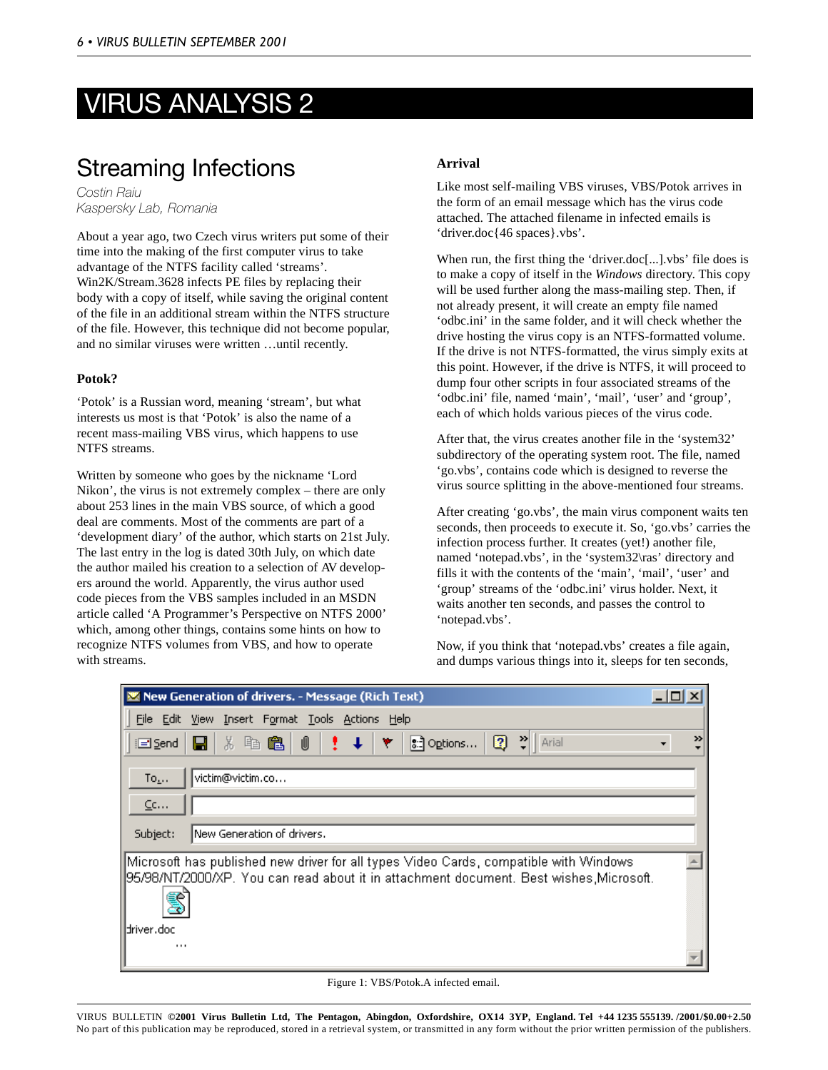# VIRUS ANALYSIS 2

## Streaming Infections

*Costin Raiu*
*Kaspersky Lab, Romania*

About a year ago, two Czech virus writers put some of their time into the making of the first computer virus to take advantage of the NTFS facility called 'streams'. Win2K/Stream.3628 infects PE files by replacing their body with a copy of itself, while saving the original content of the file in an additional stream within the NTFS structure of the file. However, this technique did not become popular, and no similar viruses were written …until recently.

### Potok?

'Potok' is a Russian word, meaning 'stream', but what interests us most is that 'Potok' is also the name of a recent mass-mailing VBS virus, which happens to use NTFS streams.

Written by someone who goes by the nickname 'Lord Nikon', the virus is not extremely complex – there are only about 253 lines in the main VBS source, of which a good deal are comments. Most of the comments are part of a 'development diary' of the author, which starts on 21st July. The last entry in the log is dated 30th July, on which date the author mailed his creation to a selection of AV developers around the world. Apparently, the virus author used code pieces from the VBS samples included in an MSDN article called 'A Programmer's Perspective on NTFS 2000' which, among other things, contains some hints on how to recognize NTFS volumes from VBS, and how to operate with streams.

### Arrival

Like most self-mailing VBS viruses, VBS/Potok arrives in the form of an email message which has the virus code attached. The attached filename in infected emails is 'driver.doc{46 spaces}.vbs'.

When run, the first thing the 'driver.doc[...].vbs' file does is to make a copy of itself in the *Windows* directory. This copy will be used further along the mass-mailing step. Then, if not already present, it will create an empty file named 'odbc.ini' in the same folder, and it will check whether the drive hosting the virus copy is an NTFS-formatted volume. If the drive is not NTFS-formatted, the virus simply exits at this point. However, if the drive is NTFS, it will proceed to dump four other scripts in four associated streams of the 'odbc.ini' file, named 'main', 'mail', 'user' and 'group', each of which holds various pieces of the virus code.

After that, the virus creates another file in the 'system32' subdirectory of the operating system root. The file, named 'go.vbs', contains code which is designed to reverse the virus source splitting in the above-mentioned four streams.

After creating 'go.vbs', the main virus component waits ten seconds, then proceeds to execute it. So, 'go.vbs' carries the infection process further. It creates (yet!) another file, named 'notepad.vbs', in the 'system32\ras' directory and fills it with the contents of the 'main', 'mail', 'user' and 'group' streams of the 'odbc.ini' virus holder. Next, it waits another ten seconds, and passes the control to 'notepad.vbs'.

Now, if you think that 'notepad.vbs' creates a file again, and dumps various things into it, sleeps for ten seconds,

New Generation of drivers. - Message (Rich Text)

To...: victim@victim.co...

Cc...:

Subject: New Generation of drivers.

Microsoft has published new driver for all types Video Cards, compatible with Windows 95/98/NT/2000/XP. You can read about it in attachment document. Best wishes,Microsoft.

driver.doc
...

Figure 1: VBS/Potok.A infected email.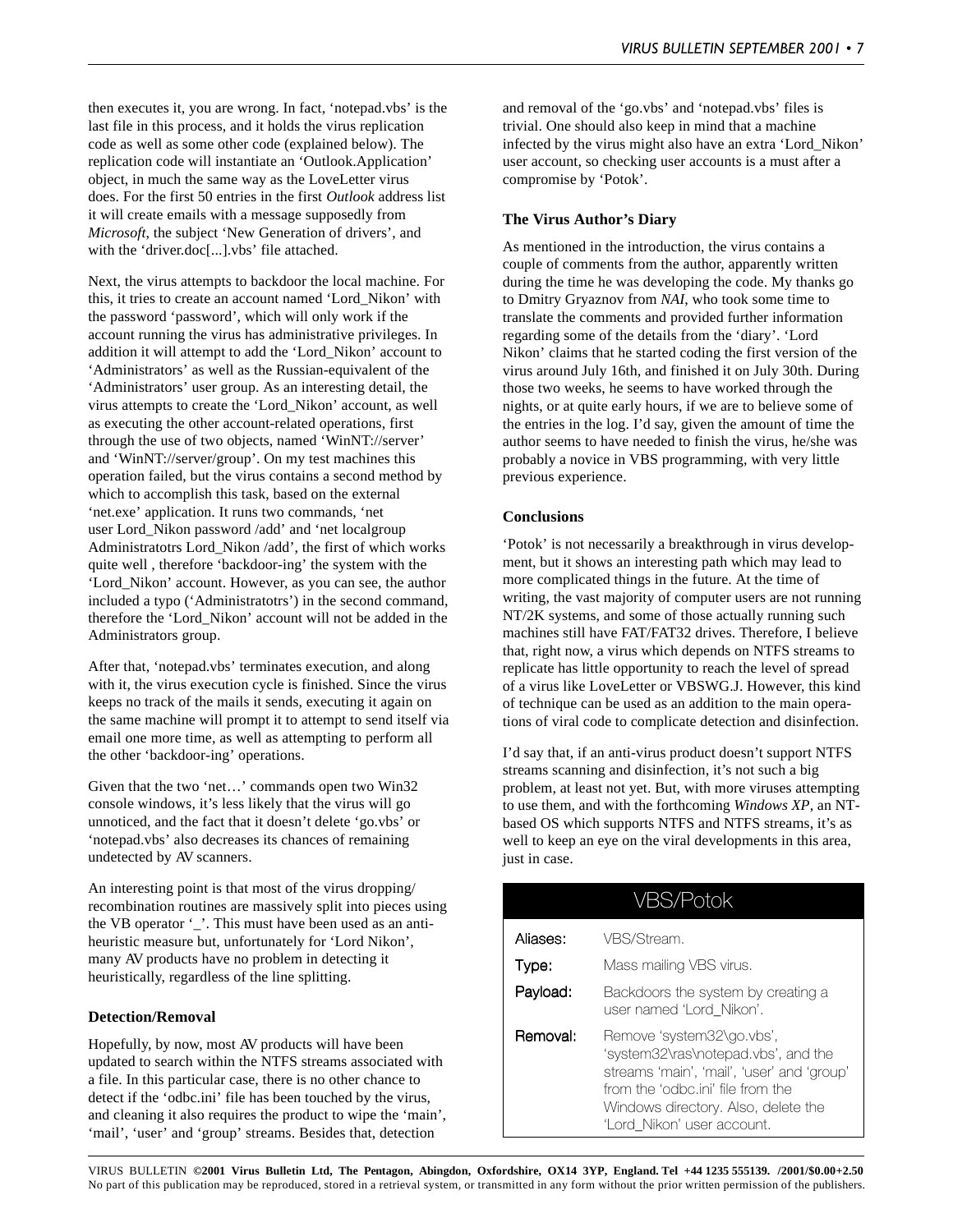then executes it, you are wrong. In fact, 'notepad.vbs' is the last file in this process, and it holds the virus replication code as well as some other code (explained below). The replication code will instantiate an 'Outlook.Application' object, in much the same way as the LoveLetter virus does. For the first 50 entries in the first *Outlook* address list it will create emails with a message supposedly from *Microsoft*, the subject 'New Generation of drivers', and with the 'driver.doc[...].vbs' file attached.

Next, the virus attempts to backdoor the local machine. For this, it tries to create an account named 'Lord_Nikon' with the password 'password', which will only work if the account running the virus has administrative privileges. In addition it will attempt to add the 'Lord_Nikon' account to 'Administrators' as well as the Russian-equivalent of the 'Administrators' user group. As an interesting detail, the virus attempts to create the 'Lord_Nikon' account, as well as executing the other account-related operations, first through the use of two objects, named 'WinNT://server' and 'WinNT://server/group'. On my test machines this operation failed, but the virus contains a second method by which to accomplish this task, based on the external 'net.exe' application. It runs two commands, 'net user Lord_Nikon password /add' and 'net localgroup Administratotrs Lord_Nikon /add', the first of which works quite well , therefore 'backdoor-ing' the system with the 'Lord_Nikon' account. However, as you can see, the author included a typo ('Administratotrs') in the second command, therefore the 'Lord_Nikon' account will not be added in the Administrators group.

After that, 'notepad.vbs' terminates execution, and along with it, the virus execution cycle is finished. Since the virus keeps no track of the mails it sends, executing it again on the same machine will prompt it to attempt to send itself via email one more time, as well as attempting to perform all the other 'backdoor-ing' operations.

Given that the two 'net…' commands open two Win32 console windows, it's less likely that the virus will go unnoticed, and the fact that it doesn't delete 'go.vbs' or 'notepad.vbs' also decreases its chances of remaining undetected by AV scanners.

An interesting point is that most of the virus dropping/ recombination routines are massively split into pieces using the VB operator '_'. This must have been used as an anti-heuristic measure but, unfortunately for 'Lord Nikon', many AV products have no problem in detecting it heuristically, regardless of the line splitting.

### Detection/Removal

Hopefully, by now, most AV products will have been updated to search within the NTFS streams associated with a file. In this particular case, there is no other chance to detect if the 'odbc.ini' file has been touched by the virus, and cleaning it also requires the product to wipe the 'main', 'mail', 'user' and 'group' streams. Besides that, detection and removal of the 'go.vbs' and 'notepad.vbs' files is trivial. One should also keep in mind that a machine infected by the virus might also have an extra 'Lord_Nikon' user account, so checking user accounts is a must after a compromise by 'Potok'.

### The Virus Author's Diary

As mentioned in the introduction, the virus contains a couple of comments from the author, apparently written during the time he was developing the code. My thanks go to Dmitry Gryaznov from *NAI*, who took some time to translate the comments and provided further information regarding some of the details from the 'diary'. 'Lord Nikon' claims that he started coding the first version of the virus around July 16th, and finished it on July 30th. During those two weeks, he seems to have worked through the nights, or at quite early hours, if we are to believe some of the entries in the log. I'd say, given the amount of time the author seems to have needed to finish the virus, he/she was probably a novice in VBS programming, with very little previous experience.

### Conclusions

'Potok' is not necessarily a breakthrough in virus development, but it shows an interesting path which may lead to more complicated things in the future. At the time of writing, the vast majority of computer users are not running NT/2K systems, and some of those actually running such machines still have FAT/FAT32 drives. Therefore, I believe that, right now, a virus which depends on NTFS streams to replicate has little opportunity to reach the level of spread of a virus like LoveLetter or VBSWG.J. However, this kind of technique can be used as an addition to the main operations of viral code to complicate detection and disinfection.

I'd say that, if an anti-virus product doesn't support NTFS streams scanning and disinfection, it's not such a big problem, at least not yet. But, with more viruses attempting to use them, and with the forthcoming *Windows XP*, an NT-based OS which supports NTFS and NTFS streams, it's as well to keep an eye on the viral developments in this area, just in case.

| VBS/Potok | |
|---|---|
| **Aliases:** | VBS/Stream. |
| **Type:** | Mass mailing VBS virus. |
| **Payload:** | Backdoors the system by creating a user named 'Lord_Nikon'. |
| **Removal:** | Remove 'system32\go.vbs', 'system32\ras\notepad.vbs', and the streams 'main', 'mail', 'user' and 'group' from the 'odbc.ini' file from the Windows directory. Also, delete the 'Lord_Nikon' user account. |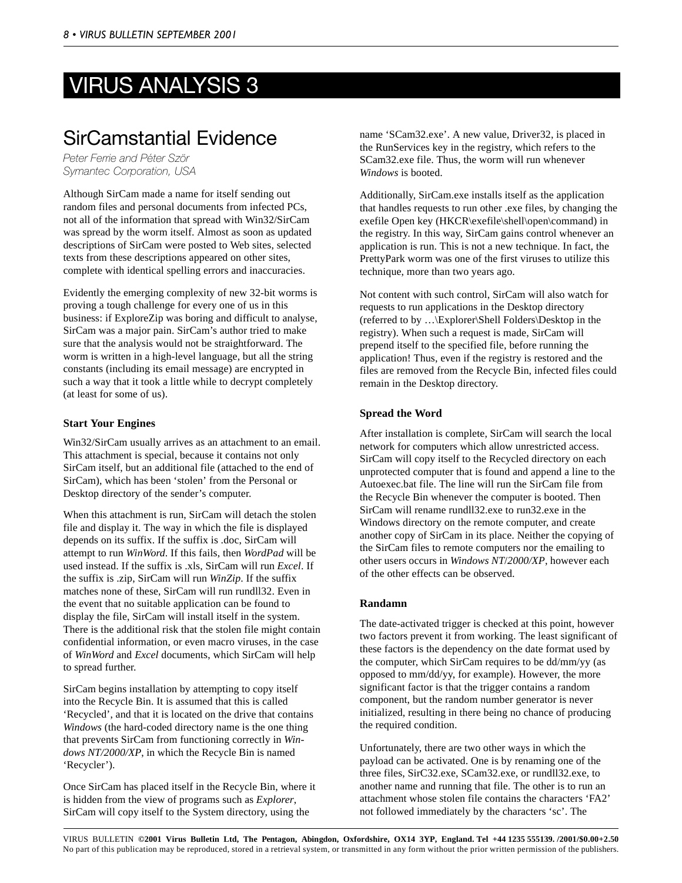# VIRUS ANALYSIS 3

## SirCamstantial Evidence

*Peter Ferrie and Péter Ször*
*Symantec Corporation, USA*

Although SirCam made a name for itself sending out random files and personal documents from infected PCs, not all of the information that spread with Win32/SirCam was spread by the worm itself. Almost as soon as updated descriptions of SirCam were posted to Web sites, selected texts from these descriptions appeared on other sites, complete with identical spelling errors and inaccuracies.

Evidently the emerging complexity of new 32-bit worms is proving a tough challenge for every one of us in this business: if ExploreZip was boring and difficult to analyse, SirCam was a major pain. SirCam's author tried to make sure that the analysis would not be straightforward. The worm is written in a high-level language, but all the string constants (including its email message) are encrypted in such a way that it took a little while to decrypt completely (at least for some of us).

### Start Your Engines

Win32/SirCam usually arrives as an attachment to an email. This attachment is special, because it contains not only SirCam itself, but an additional file (attached to the end of SirCam), which has been 'stolen' from the Personal or Desktop directory of the sender's computer.

When this attachment is run, SirCam will detach the stolen file and display it. The way in which the file is displayed depends on its suffix. If the suffix is .doc, SirCam will attempt to run *WinWord*. If this fails, then *WordPad* will be used instead. If the suffix is .xls, SirCam will run *Excel*. If the suffix is .zip, SirCam will run *WinZip*. If the suffix matches none of these, SirCam will run rundll32. Even in the event that no suitable application can be found to display the file, SirCam will install itself in the system. There is the additional risk that the stolen file might contain confidential information, or even macro viruses, in the case of *WinWord* and *Excel* documents, which SirCam will help to spread further.

SirCam begins installation by attempting to copy itself into the Recycle Bin. It is assumed that this is called 'Recycled', and that it is located on the drive that contains *Windows* (the hard-coded directory name is the one thing that prevents SirCam from functioning correctly in *Windows NT/2000/XP*, in which the Recycle Bin is named 'Recycler').

Once SirCam has placed itself in the Recycle Bin, where it is hidden from the view of programs such as *Explorer*, SirCam will copy itself to the System directory, using the name 'SCam32.exe'. A new value, Driver32, is placed in the RunServices key in the registry, which refers to the SCam32.exe file. Thus, the worm will run whenever *Windows* is booted.

Additionally, SirCam.exe installs itself as the application that handles requests to run other .exe files, by changing the exefile Open key (HKCR\exefile\shell\open\command) in the registry. In this way, SirCam gains control whenever an application is run. This is not a new technique. In fact, the PrettyPark worm was one of the first viruses to utilize this technique, more than two years ago.

Not content with such control, SirCam will also watch for requests to run applications in the Desktop directory (referred to by …\Explorer\Shell Folders\Desktop in the registry). When such a request is made, SirCam will prepend itself to the specified file, before running the application! Thus, even if the registry is restored and the files are removed from the Recycle Bin, infected files could remain in the Desktop directory.

### Spread the Word

After installation is complete, SirCam will search the local network for computers which allow unrestricted access. SirCam will copy itself to the Recycled directory on each unprotected computer that is found and append a line to the Autoexec.bat file. The line will run the SirCam file from the Recycle Bin whenever the computer is booted. Then SirCam will rename rundll32.exe to run32.exe in the Windows directory on the remote computer, and create another copy of SirCam in its place. Neither the copying of the SirCam files to remote computers nor the emailing to other users occurs in *Windows NT/2000/XP*, however each of the other effects can be observed.

### Randamn

The date-activated trigger is checked at this point, however two factors prevent it from working. The least significant of these factors is the dependency on the date format used by the computer, which SirCam requires to be dd/mm/yy (as opposed to mm/dd/yy, for example). However, the more significant factor is that the trigger contains a random component, but the random number generator is never initialized, resulting in there being no chance of producing the required condition.

Unfortunately, there are two other ways in which the payload can be activated. One is by renaming one of the three files, SirC32.exe, SCam32.exe, or rundll32.exe, to another name and running that file. The other is to run an attachment whose stolen file contains the characters 'FA2' not followed immediately by the characters 'sc'. The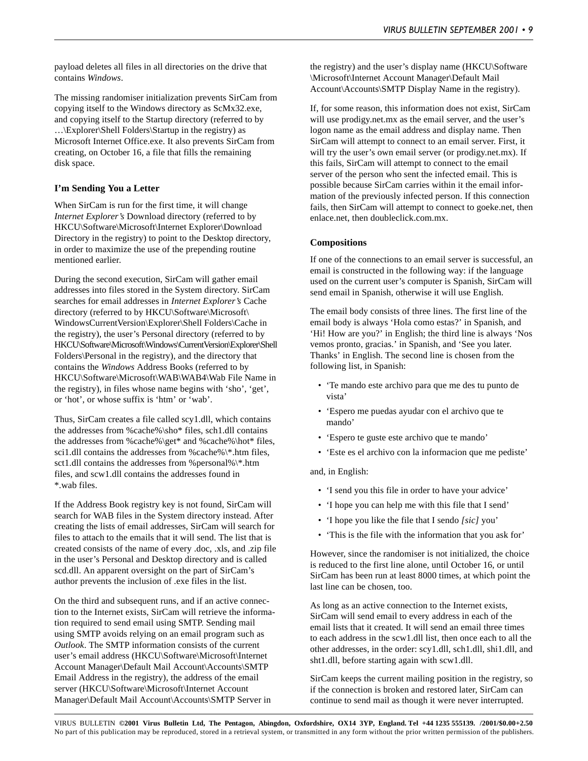payload deletes all files in all directories on the drive that contains *Windows*.

The missing randomiser initialization prevents SirCam from copying itself to the Windows directory as ScMx32.exe, and copying itself to the Startup directory (referred to by …\Explorer\Shell Folders\Startup in the registry) as Microsoft Internet Office.exe. It also prevents SirCam from creating, on October 16, a file that fills the remaining disk space.

### I'm Sending You a Letter

When SirCam is run for the first time, it will change *Internet Explorer's* Download directory (referred to by HKCU\Software\Microsoft\Internet Explorer\Download Directory in the registry) to point to the Desktop directory, in order to maximize the use of the prepending routine mentioned earlier.

During the second execution, SirCam will gather email addresses into files stored in the System directory. SirCam searches for email addresses in *Internet Explorer's* Cache directory (referred to by HKCU\Software\Microsoft\WindowsCurrentVersion\Explorer\Shell Folders\Cache in the registry), the user's Personal directory (referred to by HKCU\Software\Microsoft\Windows\CurrentVersion\Explorer\Shell Folders\Personal in the registry), and the directory that contains the *Windows* Address Books (referred to by HKCU\Software\Microsoft\WAB\WAB4\Wab File Name in the registry), in files whose name begins with 'sho', 'get', or 'hot', or whose suffix is 'htm' or 'wab'.

Thus, SirCam creates a file called scy1.dll, which contains the addresses from %cache%\sho* files, sch1.dll contains the addresses from %cache%\get* and %cache%\hot* files, sci1.dll contains the addresses from %cache%\*.htm files, sct1.dll contains the addresses from %personal%\*.htm files, and scw1.dll contains the addresses found in *.wab files.

If the Address Book registry key is not found, SirCam will search for WAB files in the System directory instead. After creating the lists of email addresses, SirCam will search for files to attach to the emails that it will send. The list that is created consists of the name of every .doc, .xls, and .zip file in the user's Personal and Desktop directory and is called scd.dll. An apparent oversight on the part of SirCam's author prevents the inclusion of .exe files in the list.

On the third and subsequent runs, and if an active connection to the Internet exists, SirCam will retrieve the information required to send email using SMTP. Sending mail using SMTP avoids relying on an email program such as *Outlook*. The SMTP information consists of the current user's email address (HKCU\Software\Microsoft\Internet Account Manager\Default Mail Account\Accounts\SMTP Email Address in the registry), the address of the email server (HKCU\Software\Microsoft\Internet Account Manager\Default Mail Account\Accounts\SMTP Server in the registry) and the user's display name (HKCU\Software\Microsoft\Internet Account Manager\Default Mail Account\Accounts\SMTP Display Name in the registry).

If, for some reason, this information does not exist, SirCam will use prodigy.net.mx as the email server, and the user's logon name as the email address and display name. Then SirCam will attempt to connect to an email server. First, it will try the user's own email server (or prodigy.net.mx). If this fails, SirCam will attempt to connect to the email server of the person who sent the infected email. This is possible because SirCam carries within it the email information of the previously infected person. If this connection fails, then SirCam will attempt to connect to goeke.net, then enlace.net, then doubleclick.com.mx.

### Compositions

If one of the connections to an email server is successful, an email is constructed in the following way: if the language used on the current user's computer is Spanish, SirCam will send email in Spanish, otherwise it will use English.

The email body consists of three lines. The first line of the email body is always 'Hola como estas?' in Spanish, and 'Hi! How are you?' in English; the third line is always 'Nos vemos pronto, gracias.' in Spanish, and 'See you later. Thanks' in English. The second line is chosen from the following list, in Spanish:

- 'Te mando este archivo para que me des tu punto de vista'
- 'Espero me puedas ayudar con el archivo que te mando'
- 'Espero te guste este archivo que te mando'
- 'Este es el archivo con la informacion que me pediste'

and, in English:

- 'I send you this file in order to have your advice'
- 'I hope you can help me with this file that I send'
- 'I hope you like the file that I sendo *[sic]* you'
- 'This is the file with the information that you ask for'

However, since the randomiser is not initialized, the choice is reduced to the first line alone, until October 16, or until SirCam has been run at least 8000 times, at which point the last line can be chosen, too.

As long as an active connection to the Internet exists, SirCam will send email to every address in each of the email lists that it created. It will send an email three times to each address in the scw1.dll list, then once each to all the other addresses, in the order: scy1.dll, sch1.dll, shi1.dll, and sht1.dll, before starting again with scw1.dll.

SirCam keeps the current mailing position in the registry, so if the connection is broken and restored later, SirCam can continue to send mail as though it were never interrupted.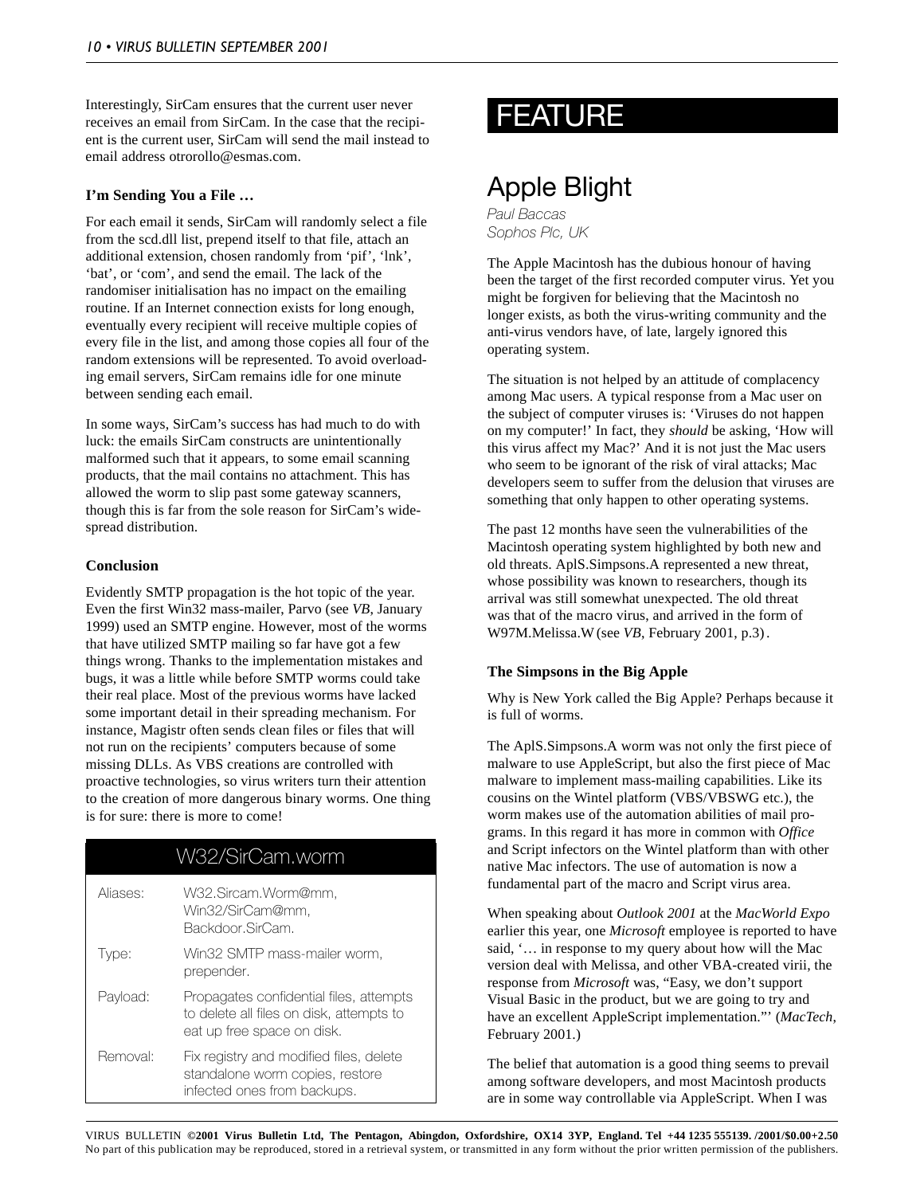Interestingly, SirCam ensures that the current user never receives an email from SirCam. In the case that the recipient is the current user, SirCam will send the mail instead to email address otrorollo@esmas.com.

### I'm Sending You a File …

For each email it sends, SirCam will randomly select a file from the scd.dll list, prepend itself to that file, attach an additional extension, chosen randomly from 'pif', 'lnk', 'bat', or 'com', and send the email. The lack of the randomiser initialisation has no impact on the emailing routine. If an Internet connection exists for long enough, eventually every recipient will receive multiple copies of every file in the list, and among those copies all four of the random extensions will be represented. To avoid overloading email servers, SirCam remains idle for one minute between sending each email.

In some ways, SirCam's success has had much to do with luck: the emails SirCam constructs are unintentionally malformed such that it appears, to some email scanning products, that the mail contains no attachment. This has allowed the worm to slip past some gateway scanners, though this is far from the sole reason for SirCam's widespread distribution.

### Conclusion

Evidently SMTP propagation is the hot topic of the year. Even the first Win32 mass-mailer, Parvo (see *VB*, January 1999) used an SMTP engine. However, most of the worms that have utilized SMTP mailing so far have got a few things wrong. Thanks to the implementation mistakes and bugs, it was a little while before SMTP worms could take their real place. Most of the previous worms have lacked some important detail in their spreading mechanism. For instance, Magistr often sends clean files or files that will not run on the recipients' computers because of some missing DLLs. As VBS creations are controlled with proactive technologies, so virus writers turn their attention to the creation of more dangerous binary worms. One thing is for sure: there is more to come!

| W32/SirCam.worm | |
|---|---|
| Aliases: | W32.Sircam.Worm@mm, Win32/SirCam@mm, Backdoor.SirCam. |
| Type: | Win32 SMTP mass-mailer worm, prepender. |
| Payload: | Propagates confidential files, attempts to delete all files on disk, attempts to eat up free space on disk. |
| Removal: | Fix registry and modified files, delete standalone worm copies, restore infected ones from backups. |

# FEATURE

## Apple Blight

*Paul Baccas*
*Sophos Plc, UK*

The Apple Macintosh has the dubious honour of having been the target of the first recorded computer virus. Yet you might be forgiven for believing that the Macintosh no longer exists, as both the virus-writing community and the anti-virus vendors have, of late, largely ignored this operating system.

The situation is not helped by an attitude of complacency among Mac users. A typical response from a Mac user on the subject of computer viruses is: 'Viruses do not happen on my computer!' In fact, they *should* be asking, 'How will this virus affect my Mac?' And it is not just the Mac users who seem to be ignorant of the risk of viral attacks; Mac developers seem to suffer from the delusion that viruses are something that only happen to other operating systems.

The past 12 months have seen the vulnerabilities of the Macintosh operating system highlighted by both new and old threats. AplS.Simpsons.A represented a new threat, whose possibility was known to researchers, though its arrival was still somewhat unexpected. The old threat was that of the macro virus, and arrived in the form of W97M.Melissa.W (see *VB*, February 2001, p.3).

### The Simpsons in the Big Apple

Why is New York called the Big Apple? Perhaps because it is full of worms.

The AplS.Simpsons.A worm was not only the first piece of malware to use AppleScript, but also the first piece of Mac malware to implement mass-mailing capabilities. Like its cousins on the Wintel platform (VBS/VBSWG etc.), the worm makes use of the automation abilities of mail programs. In this regard it has more in common with *Office* and Script infectors on the Wintel platform than with other native Mac infectors. The use of automation is now a fundamental part of the macro and Script virus area.

When speaking about *Outlook 2001* at the *MacWorld Expo* earlier this year, one *Microsoft* employee is reported to have said, '… in response to my query about how will the Mac version deal with Melissa, and other VBA-created virii, the response from *Microsoft* was, "Easy, we don't support Visual Basic in the product, but we are going to try and have an excellent AppleScript implementation."' (*MacTech*, February 2001.)

The belief that automation is a good thing seems to prevail among software developers, and most Macintosh products are in some way controllable via AppleScript. When I was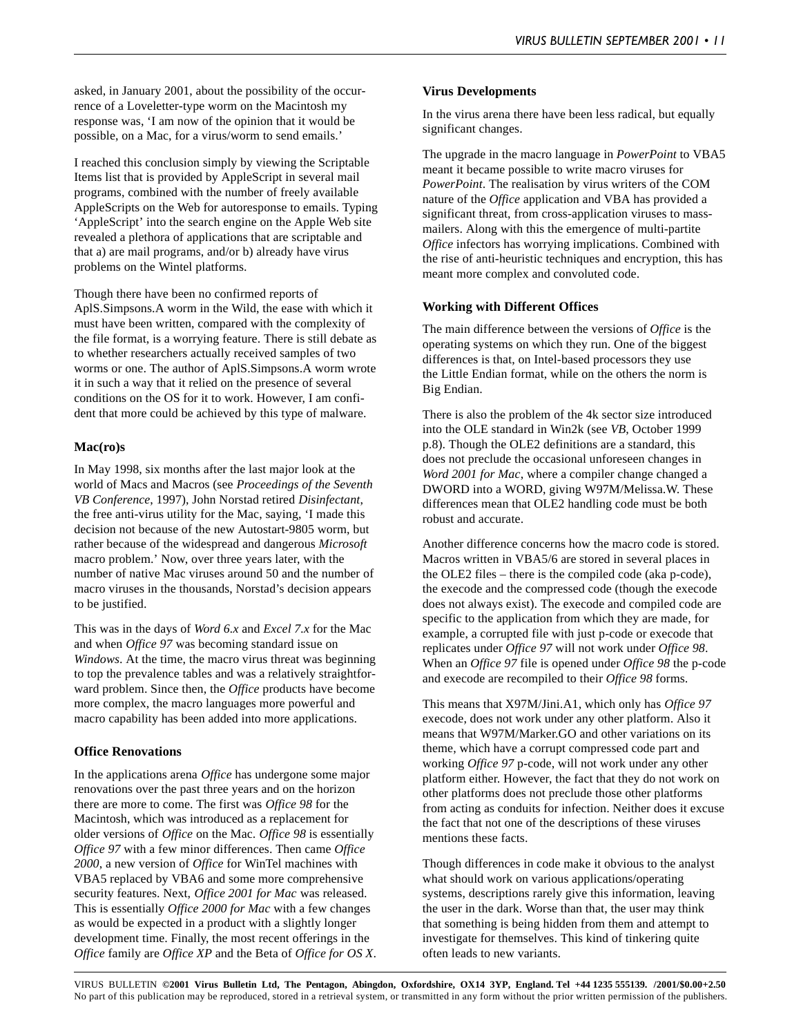asked, in January 2001, about the possibility of the occurrence of a Loveletter-type worm on the Macintosh my response was, 'I am now of the opinion that it would be possible, on a Mac, for a virus/worm to send emails.'

I reached this conclusion simply by viewing the Scriptable Items list that is provided by AppleScript in several mail programs, combined with the number of freely available AppleScripts on the Web for autoresponse to emails. Typing 'AppleScript' into the search engine on the Apple Web site revealed a plethora of applications that are scriptable and that a) are mail programs, and/or b) already have virus problems on the Wintel platforms.

Though there have been no confirmed reports of AplS.Simpsons.A worm in the Wild, the ease with which it must have been written, compared with the complexity of the file format, is a worrying feature. There is still debate as to whether researchers actually received samples of two worms or one. The author of AplS.Simpsons.A worm wrote it in such a way that it relied on the presence of several conditions on the OS for it to work. However, I am confident that more could be achieved by this type of malware.

### Mac(ro)s

In May 1998, six months after the last major look at the world of Macs and Macros (see *Proceedings of the Seventh VB Conference*, 1997), John Norstad retired *Disinfectant*, the free anti-virus utility for the Mac, saying, 'I made this decision not because of the new Autostart-9805 worm, but rather because of the widespread and dangerous *Microsoft* macro problem.' Now, over three years later, with the number of native Mac viruses around 50 and the number of macro viruses in the thousands, Norstad's decision appears to be justified.

This was in the days of *Word 6.x* and *Excel 7.x* for the Mac and when *Office 97* was becoming standard issue on *Windows*. At the time, the macro virus threat was beginning to top the prevalence tables and was a relatively straightforward problem. Since then, the *Office* products have become more complex, the macro languages more powerful and macro capability has been added into more applications.

### Office Renovations

In the applications arena *Office* has undergone some major renovations over the past three years and on the horizon there are more to come. The first was *Office 98* for the Macintosh, which was introduced as a replacement for older versions of *Office* on the Mac. *Office 98* is essentially *Office 97* with a few minor differences. Then came *Office 2000*, a new version of *Office* for WinTel machines with VBA5 replaced by VBA6 and some more comprehensive security features. Next, *Office 2001 for Mac* was released. This is essentially *Office 2000 for Mac* with a few changes as would be expected in a product with a slightly longer development time. Finally, the most recent offerings in the *Office* family are *Office XP* and the Beta of *Office for OS X*.

### Virus Developments

In the virus arena there have been less radical, but equally significant changes.

The upgrade in the macro language in *PowerPoint* to VBA5 meant it became possible to write macro viruses for *PowerPoint*. The realisation by virus writers of the COM nature of the *Office* application and VBA has provided a significant threat, from cross-application viruses to mass-mailers. Along with this the emergence of multi-partite *Office* infectors has worrying implications. Combined with the rise of anti-heuristic techniques and encryption, this has meant more complex and convoluted code.

### Working with Different Offices

The main difference between the versions of *Office* is the operating systems on which they run. One of the biggest differences is that, on Intel-based processors they use the Little Endian format, while on the others the norm is Big Endian.

There is also the problem of the 4k sector size introduced into the OLE standard in Win2k (see *VB*, October 1999 p.8). Though the OLE2 definitions are a standard, this does not preclude the occasional unforeseen changes in *Word 2001 for Mac*, where a compiler change changed a DWORD into a WORD, giving W97M/Melissa.W. These differences mean that OLE2 handling code must be both robust and accurate.

Another difference concerns how the macro code is stored. Macros written in VBA5/6 are stored in several places in the OLE2 files – there is the compiled code (aka p-code), the execode and the compressed code (though the execode does not always exist). The execode and compiled code are specific to the application from which they are made, for example, a corrupted file with just p-code or execode that replicates under *Office 97* will not work under *Office 98*. When an *Office 97* file is opened under *Office 98* the p-code and execode are recompiled to their *Office 98* forms.

This means that X97M/Jini.A1, which only has *Office 97* execode, does not work under any other platform. Also it means that W97M/Marker.GO and other variations on its theme, which have a corrupt compressed code part and working *Office 97* p-code, will not work under any other platform either. However, the fact that they do not work on other platforms does not preclude those other platforms from acting as conduits for infection. Neither does it excuse the fact that not one of the descriptions of these viruses mentions these facts.

Though differences in code make it obvious to the analyst what should work on various applications/operating systems, descriptions rarely give this information, leaving the user in the dark. Worse than that, the user may think that something is being hidden from them and attempt to investigate for themselves. This kind of tinkering quite often leads to new variants.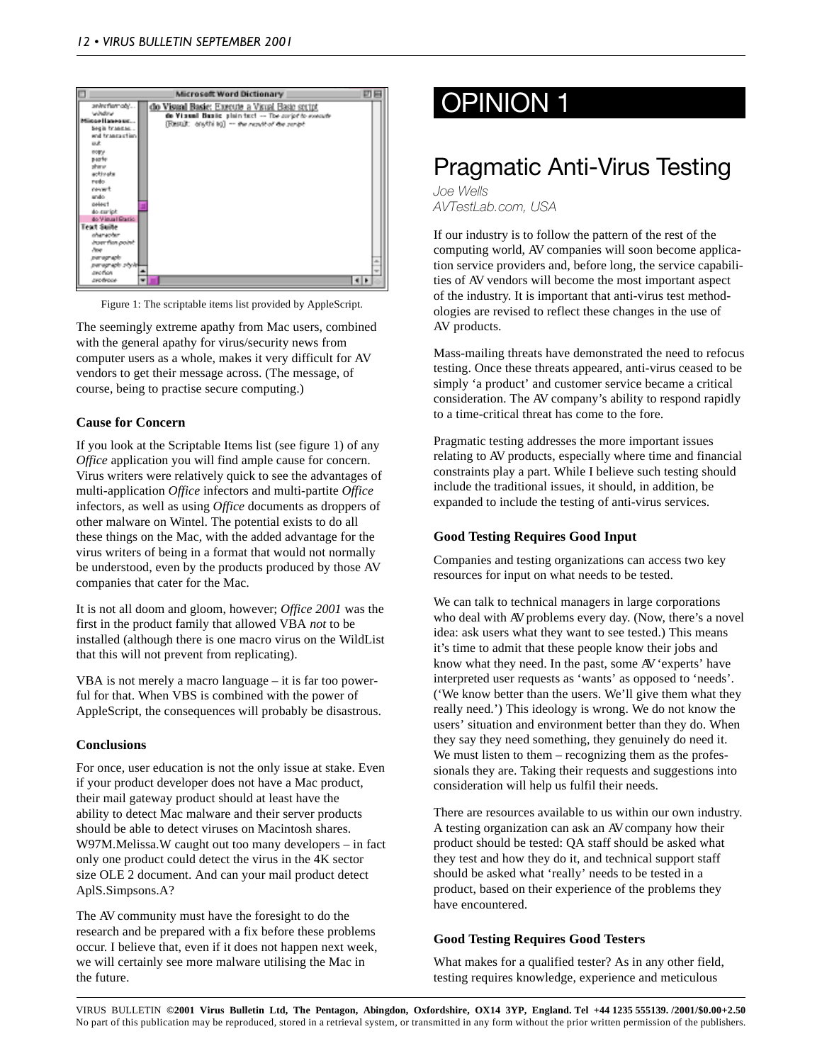Figure 1: The scriptable items list provided by AppleScript.

The seemingly extreme apathy from Mac users, combined with the general apathy for virus/security news from computer users as a whole, makes it very difficult for AV vendors to get their message across. (The message, of course, being to practise secure computing.)

### Cause for Concern

If you look at the Scriptable Items list (see figure 1) of any *Office* application you will find ample cause for concern. Virus writers were relatively quick to see the advantages of multi-application *Office* infectors and multi-partite *Office* infectors, as well as using *Office* documents as droppers of other malware on Wintel. The potential exists to do all these things on the Mac, with the added advantage for the virus writers of being in a format that would not normally be understood, even by the products produced by those AV companies that cater for the Mac.

It is not all doom and gloom, however; *Office 2001* was the first in the product family that allowed VBA *not* to be installed (although there is one macro virus on the WildList that this will not prevent from replicating).

VBA is not merely a macro language – it is far too powerful for that. When VBS is combined with the power of AppleScript, the consequences will probably be disastrous.

### Conclusions

For once, user education is not the only issue at stake. Even if your product developer does not have a Mac product, their mail gateway product should at least have the ability to detect Mac malware and their server products should be able to detect viruses on Macintosh shares. W97M.Melissa.W caught out too many developers – in fact only one product could detect the virus in the 4K sector size OLE 2 document. And can your mail product detect AplS.Simpsons.A?

The AV community must have the foresight to do the research and be prepared with a fix before these problems occur. I believe that, even if it does not happen next week, we will certainly see more malware utilising the Mac in the future.

# OPINION 1

## Pragmatic Anti-Virus Testing

*Joe Wells*
*AVTestLab.com, USA*

If our industry is to follow the pattern of the rest of the computing world, AV companies will soon become application service providers and, before long, the service capabilities of AV vendors will become the most important aspect of the industry. It is important that anti-virus test methodologies are revised to reflect these changes in the use of AV products.

Mass-mailing threats have demonstrated the need to refocus testing. Once these threats appeared, anti-virus ceased to be simply 'a product' and customer service became a critical consideration. The AV company's ability to respond rapidly to a time-critical threat has come to the fore.

Pragmatic testing addresses the more important issues relating to AV products, especially where time and financial constraints play a part. While I believe such testing should include the traditional issues, it should, in addition, be expanded to include the testing of anti-virus services.

### Good Testing Requires Good Input

Companies and testing organizations can access two key resources for input on what needs to be tested.

We can talk to technical managers in large corporations who deal with AV problems every day. (Now, there's a novel idea: ask users what they want to see tested.) This means it's time to admit that these people know their jobs and know what they need. In the past, some AV 'experts' have interpreted user requests as 'wants' as opposed to 'needs'. ('We know better than the users. We'll give them what they really need.') This ideology is wrong. We do not know the users' situation and environment better than they do. When they say they need something, they genuinely do need it. We must listen to them – recognizing them as the professionals they are. Taking their requests and suggestions into consideration will help us fulfil their needs.

There are resources available to us within our own industry. A testing organization can ask an AV company how their product should be tested: QA staff should be asked what they test and how they do it, and technical support staff should be asked what 'really' needs to be tested in a product, based on their experience of the problems they have encountered.

### Good Testing Requires Good Testers

What makes for a qualified tester? As in any other field, testing requires knowledge, experience and meticulous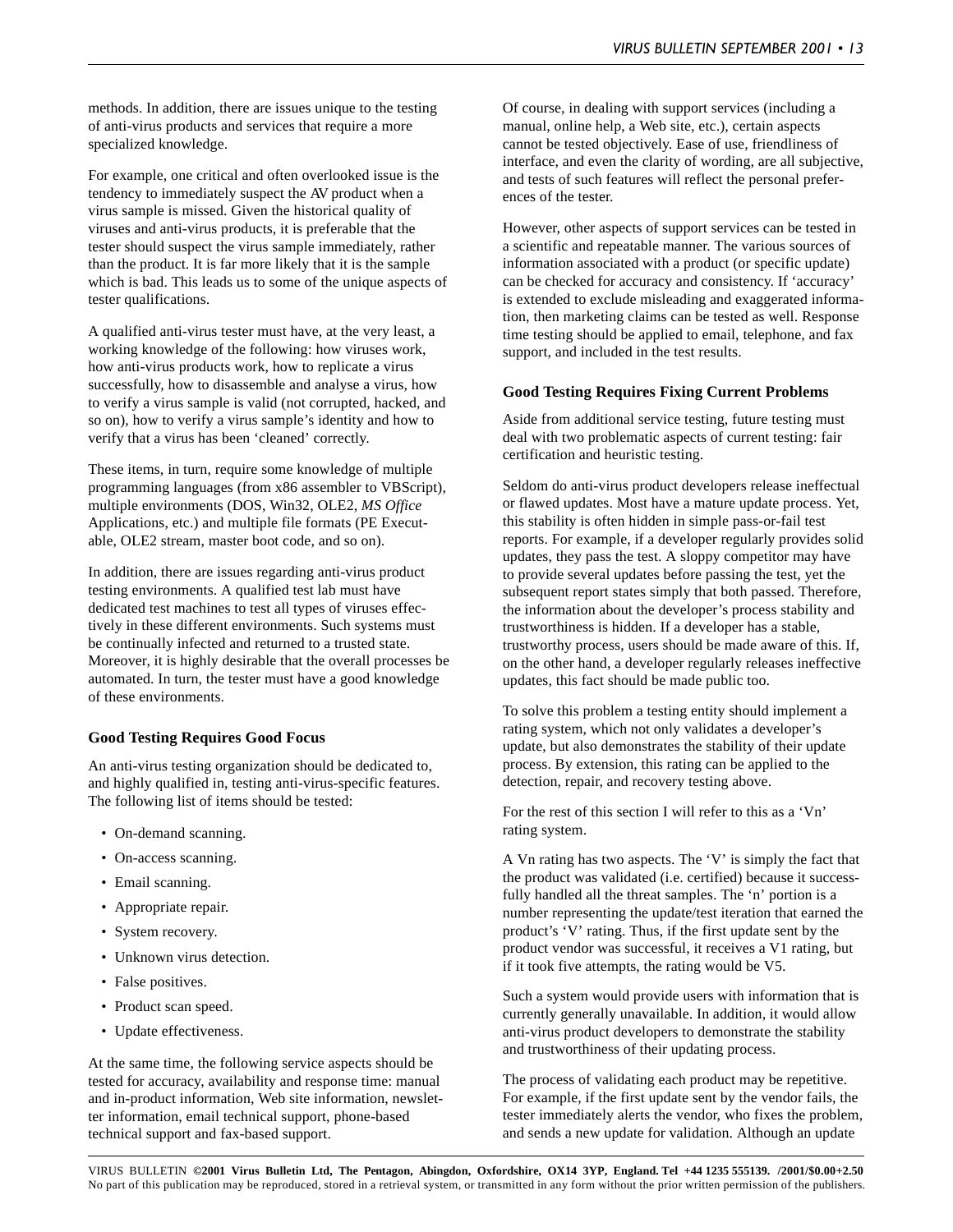methods. In addition, there are issues unique to the testing of anti-virus products and services that require a more specialized knowledge.

For example, one critical and often overlooked issue is the tendency to immediately suspect the AV product when a virus sample is missed. Given the historical quality of viruses and anti-virus products, it is preferable that the tester should suspect the virus sample immediately, rather than the product. It is far more likely that it is the sample which is bad. This leads us to some of the unique aspects of tester qualifications.

A qualified anti-virus tester must have, at the very least, a working knowledge of the following: how viruses work, how anti-virus products work, how to replicate a virus successfully, how to disassemble and analyse a virus, how to verify a virus sample is valid (not corrupted, hacked, and so on), how to verify a virus sample's identity and how to verify that a virus has been 'cleaned' correctly.

These items, in turn, require some knowledge of multiple programming languages (from x86 assembler to VBScript), multiple environments (DOS, Win32, OLE2, *MS Office* Applications, etc.) and multiple file formats (PE Executable, OLE2 stream, master boot code, and so on).

In addition, there are issues regarding anti-virus product testing environments. A qualified test lab must have dedicated test machines to test all types of viruses effectively in these different environments. Such systems must be continually infected and returned to a trusted state. Moreover, it is highly desirable that the overall processes be automated. In turn, the tester must have a good knowledge of these environments.

### Good Testing Requires Good Focus

An anti-virus testing organization should be dedicated to, and highly qualified in, testing anti-virus-specific features. The following list of items should be tested:

- On-demand scanning.
- On-access scanning.
- Email scanning.
- Appropriate repair.
- System recovery.
- Unknown virus detection.
- False positives.
- Product scan speed.
- Update effectiveness.

At the same time, the following service aspects should be tested for accuracy, availability and response time: manual and in-product information, Web site information, newsletter information, email technical support, phone-based technical support and fax-based support.

Of course, in dealing with support services (including a manual, online help, a Web site, etc.), certain aspects cannot be tested objectively. Ease of use, friendliness of interface, and even the clarity of wording, are all subjective, and tests of such features will reflect the personal preferences of the tester.

However, other aspects of support services can be tested in a scientific and repeatable manner. The various sources of information associated with a product (or specific update) can be checked for accuracy and consistency. If 'accuracy' is extended to exclude misleading and exaggerated information, then marketing claims can be tested as well. Response time testing should be applied to email, telephone, and fax support, and included in the test results.

### Good Testing Requires Fixing Current Problems

Aside from additional service testing, future testing must deal with two problematic aspects of current testing: fair certification and heuristic testing.

Seldom do anti-virus product developers release ineffectual or flawed updates. Most have a mature update process. Yet, this stability is often hidden in simple pass-or-fail test reports. For example, if a developer regularly provides solid updates, they pass the test. A sloppy competitor may have to provide several updates before passing the test, yet the subsequent report states simply that both passed. Therefore, the information about the developer's process stability and trustworthiness is hidden. If a developer has a stable, trustworthy process, users should be made aware of this. If, on the other hand, a developer regularly releases ineffective updates, this fact should be made public too.

To solve this problem a testing entity should implement a rating system, which not only validates a developer's update, but also demonstrates the stability of their update process. By extension, this rating can be applied to the detection, repair, and recovery testing above.

For the rest of this section I will refer to this as a 'Vn' rating system.

A Vn rating has two aspects. The 'V' is simply the fact that the product was validated (i.e. certified) because it successfully handled all the threat samples. The 'n' portion is a number representing the update/test iteration that earned the product's 'V' rating. Thus, if the first update sent by the product vendor was successful, it receives a V1 rating, but if it took five attempts, the rating would be V5.

Such a system would provide users with information that is currently generally unavailable. In addition, it would allow anti-virus product developers to demonstrate the stability and trustworthiness of their updating process.

The process of validating each product may be repetitive. For example, if the first update sent by the vendor fails, the tester immediately alerts the vendor, who fixes the problem, and sends a new update for validation. Although an update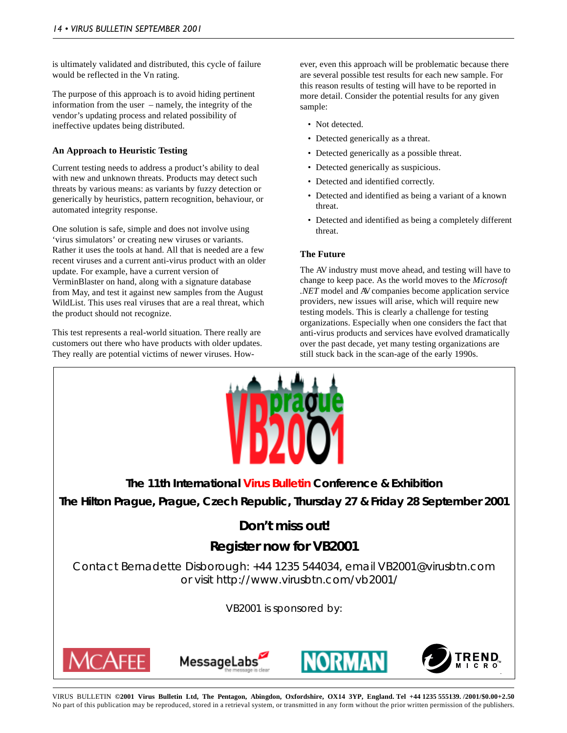is ultimately validated and distributed, this cycle of failure would be reflected in the Vn rating.

The purpose of this approach is to avoid hiding pertinent information from the user – namely, the integrity of the vendor's updating process and related possibility of ineffective updates being distributed.

### An Approach to Heuristic Testing

Current testing needs to address a product's ability to deal with new and unknown threats. Products may detect such threats by various means: as variants by fuzzy detection or generically by heuristics, pattern recognition, behaviour, or automated integrity response.

One solution is safe, simple and does not involve using 'virus simulators' or creating new viruses or variants. Rather it uses the tools at hand. All that is needed are a few recent viruses and a current anti-virus product with an older update. For example, have a current version of VerminBlaster on hand, along with a signature database from May, and test it against new samples from the August WildList. This uses real viruses that are a real threat, which the product should not recognize.

This test represents a real-world situation. There really are customers out there who have products with older updates. They really are potential victims of newer viruses. However, even this approach will be problematic because there are several possible test results for each new sample. For this reason results of testing will have to be reported in more detail. Consider the potential results for any given sample:

- Not detected.
- Detected generically as a threat.
- Detected generically as a possible threat.
- Detected generically as suspicious.
- Detected and identified correctly.
- Detected and identified as being a variant of a known threat.
- Detected and identified as being a completely different threat.

### The Future

The AV industry must move ahead, and testing will have to change to keep pace. As the world moves to the *Microsoft .NET* model and AV companies become application service providers, new issues will arise, which will require new testing models. This is clearly a challenge for testing organizations. Especially when one considers the fact that anti-virus products and services have evolved dramatically over the past decade, yet many testing organizations are still stuck back in the scan-age of the early 1990s.

---

VB prague 2001

**The 11th International Virus Bulletin Conference & Exhibition**

**The Hilton Prague, Prague, Czech Republic, Thursday 27 & Friday 28 September 2001**

**Don't miss out!**

**Register now for VB2001**

Contact Bernadette Disborough: +44 1235 544034, email VB2001@virusbtn.com
or visit http://www.virusbtn.com/vb2001/

VB2001 is sponsored by:

MCAFEE MessageLabs NORMAN TREND MICRO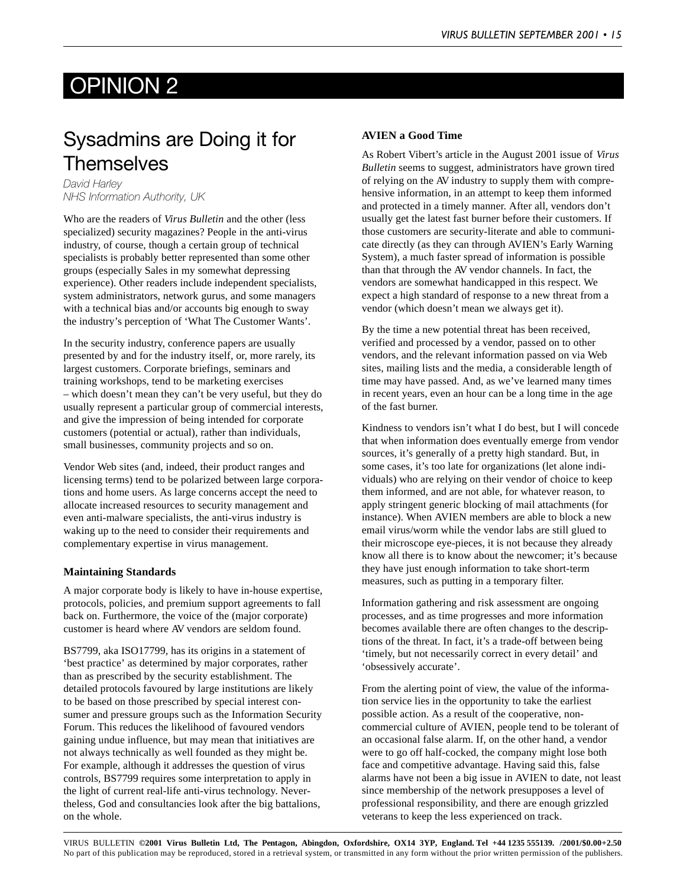# OPINION 2

## Sysadmins are Doing it for Themselves

*David Harley*
*NHS Information Authority, UK*

Who are the readers of *Virus Bulletin* and the other (less specialized) security magazines? People in the anti-virus industry, of course, though a certain group of technical specialists is probably better represented than some other groups (especially Sales in my somewhat depressing experience). Other readers include independent specialists, system administrators, network gurus, and some managers with a technical bias and/or accounts big enough to sway the industry's perception of 'What The Customer Wants'.

In the security industry, conference papers are usually presented by and for the industry itself, or, more rarely, its largest customers. Corporate briefings, seminars and training workshops, tend to be marketing exercises – which doesn't mean they can't be very useful, but they do usually represent a particular group of commercial interests, and give the impression of being intended for corporate customers (potential or actual), rather than individuals, small businesses, community projects and so on.

Vendor Web sites (and, indeed, their product ranges and licensing terms) tend to be polarized between large corporations and home users. As large concerns accept the need to allocate increased resources to security management and even anti-malware specialists, the anti-virus industry is waking up to the need to consider their requirements and complementary expertise in virus management.

### Maintaining Standards

A major corporate body is likely to have in-house expertise, protocols, policies, and premium support agreements to fall back on. Furthermore, the voice of the (major corporate) customer is heard where AV vendors are seldom found.

BS7799, aka ISO17799, has its origins in a statement of 'best practice' as determined by major corporates, rather than as prescribed by the security establishment. The detailed protocols favoured by large institutions are likely to be based on those prescribed by special interest consumer and pressure groups such as the Information Security Forum. This reduces the likelihood of favoured vendors gaining undue influence, but may mean that initiatives are not always technically as well founded as they might be. For example, although it addresses the question of virus controls, BS7799 requires some interpretation to apply in the light of current real-life anti-virus technology. Nevertheless, God and consultancies look after the big battalions, on the whole.

### AVIEN a Good Time

As Robert Vibert's article in the August 2001 issue of *Virus Bulletin* seems to suggest, administrators have grown tired of relying on the AV industry to supply them with comprehensive information, in an attempt to keep them informed and protected in a timely manner. After all, vendors don't usually get the latest fast burner before their customers. If those customers are security-literate and able to communicate directly (as they can through AVIEN's Early Warning System), a much faster spread of information is possible than that through the AV vendor channels. In fact, the vendors are somewhat handicapped in this respect. We expect a high standard of response to a new threat from a vendor (which doesn't mean we always get it).

By the time a new potential threat has been received, verified and processed by a vendor, passed on to other vendors, and the relevant information passed on via Web sites, mailing lists and the media, a considerable length of time may have passed. And, as we've learned many times in recent years, even an hour can be a long time in the age of the fast burner.

Kindness to vendors isn't what I do best, but I will concede that when information does eventually emerge from vendor sources, it's generally of a pretty high standard. But, in some cases, it's too late for organizations (let alone individuals) who are relying on their vendor of choice to keep them informed, and are not able, for whatever reason, to apply stringent generic blocking of mail attachments (for instance). When AVIEN members are able to block a new email virus/worm while the vendor labs are still glued to their microscope eye-pieces, it is not because they already know all there is to know about the newcomer; it's because they have just enough information to take short-term measures, such as putting in a temporary filter.

Information gathering and risk assessment are ongoing processes, and as time progresses and more information becomes available there are often changes to the descriptions of the threat. In fact, it's a trade-off between being 'timely, but not necessarily correct in every detail' and 'obsessively accurate'.

From the alerting point of view, the value of the information service lies in the opportunity to take the earliest possible action. As a result of the cooperative, non-commercial culture of AVIEN, people tend to be tolerant of an occasional false alarm. If, on the other hand, a vendor were to go off half-cocked, the company might lose both face and competitive advantage. Having said this, false alarms have not been a big issue in AVIEN to date, not least since membership of the network presupposes a level of professional responsibility, and there are enough grizzled veterans to keep the less experienced on track.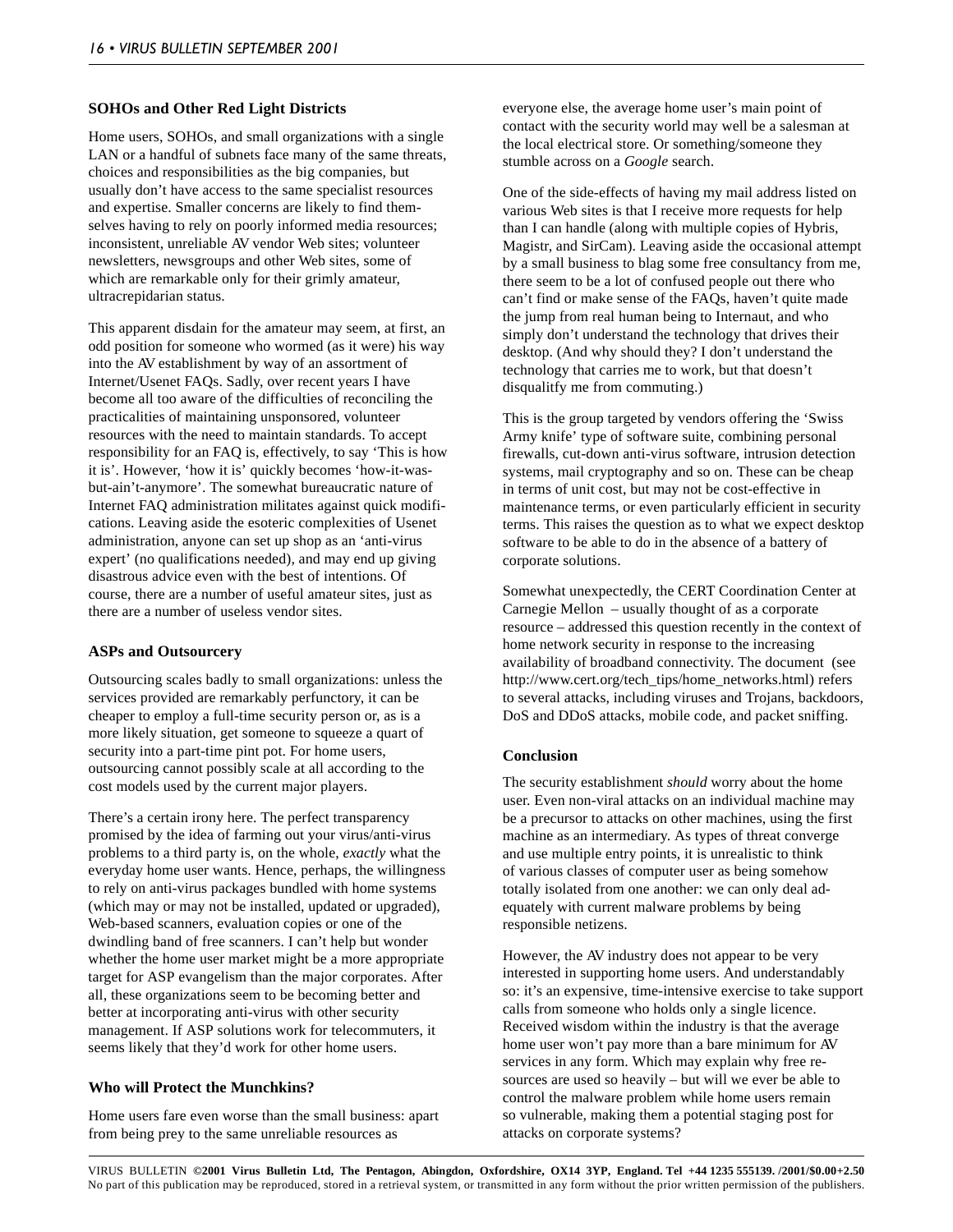### SOHOs and Other Red Light Districts

Home users, SOHOs, and small organizations with a single LAN or a handful of subnets face many of the same threats, choices and responsibilities as the big companies, but usually don't have access to the same specialist resources and expertise. Smaller concerns are likely to find themselves having to rely on poorly informed media resources; inconsistent, unreliable AV vendor Web sites; volunteer newsletters, newsgroups and other Web sites, some of which are remarkable only for their grimly amateur, ultracrepidarian status.

This apparent disdain for the amateur may seem, at first, an odd position for someone who wormed (as it were) his way into the AV establishment by way of an assortment of Internet/Usenet FAQs. Sadly, over recent years I have become all too aware of the difficulties of reconciling the practicalities of maintaining unsponsored, volunteer resources with the need to maintain standards. To accept responsibility for an FAQ is, effectively, to say 'This is how it is'. However, 'how it is' quickly becomes 'how-it-was-but-ain't-anymore'. The somewhat bureaucratic nature of Internet FAQ administration militates against quick modifications. Leaving aside the esoteric complexities of Usenet administration, anyone can set up shop as an 'anti-virus expert' (no qualifications needed), and may end up giving disastrous advice even with the best of intentions. Of course, there are a number of useful amateur sites, just as there are a number of useless vendor sites.

### ASPs and Outsourcery

Outsourcing scales badly to small organizations: unless the services provided are remarkably perfunctory, it can be cheaper to employ a full-time security person or, as is a more likely situation, get someone to squeeze a quart of security into a part-time pint pot. For home users, outsourcing cannot possibly scale at all according to the cost models used by the current major players.

There's a certain irony here. The perfect transparency promised by the idea of farming out your virus/anti-virus problems to a third party is, on the whole, *exactly* what the everyday home user wants. Hence, perhaps, the willingness to rely on anti-virus packages bundled with home systems (which may or may not be installed, updated or upgraded), Web-based scanners, evaluation copies or one of the dwindling band of free scanners. I can't help but wonder whether the home user market might be a more appropriate target for ASP evangelism than the major corporates. After all, these organizations seem to be becoming better and better at incorporating anti-virus with other security management. If ASP solutions work for telecommuters, it seems likely that they'd work for other home users.

### Who will Protect the Munchkins?

Home users fare even worse than the small business: apart from being prey to the same unreliable resources as everyone else, the average home user's main point of contact with the security world may well be a salesman at the local electrical store. Or something/someone they stumble across on a *Google* search.

One of the side-effects of having my mail address listed on various Web sites is that I receive more requests for help than I can handle (along with multiple copies of Hybris, Magistr, and SirCam). Leaving aside the occasional attempt by a small business to blag some free consultancy from me, there seem to be a lot of confused people out there who can't find or make sense of the FAQs, haven't quite made the jump from real human being to Internaut, and who simply don't understand the technology that drives their desktop. (And why should they? I don't understand the technology that carries me to work, but that doesn't disqualitfy me from commuting.)

This is the group targeted by vendors offering the 'Swiss Army knife' type of software suite, combining personal firewalls, cut-down anti-virus software, intrusion detection systems, mail cryptography and so on. These can be cheap in terms of unit cost, but may not be cost-effective in maintenance terms, or even particularly efficient in security terms. This raises the question as to what we expect desktop software to be able to do in the absence of a battery of corporate solutions.

Somewhat unexpectedly, the CERT Coordination Center at Carnegie Mellon – usually thought of as a corporate resource – addressed this question recently in the context of home network security in response to the increasing availability of broadband connectivity. The document (see http://www.cert.org/tech_tips/home_networks.html) refers to several attacks, including viruses and Trojans, backdoors, DoS and DDoS attacks, mobile code, and packet sniffing.

### Conclusion

The security establishment *should* worry about the home user. Even non-viral attacks on an individual machine may be a precursor to attacks on other machines, using the first machine as an intermediary. As types of threat converge and use multiple entry points, it is unrealistic to think of various classes of computer user as being somehow totally isolated from one another: we can only deal adequately with current malware problems by being responsible netizens.

However, the AV industry does not appear to be very interested in supporting home users. And understandably so: it's an expensive, time-intensive exercise to take support calls from someone who holds only a single licence. Received wisdom within the industry is that the average home user won't pay more than a bare minimum for AV services in any form. Which may explain why free resources are used so heavily – but will we ever be able to control the malware problem while home users remain so vulnerable, making them a potential staging post for attacks on corporate systems?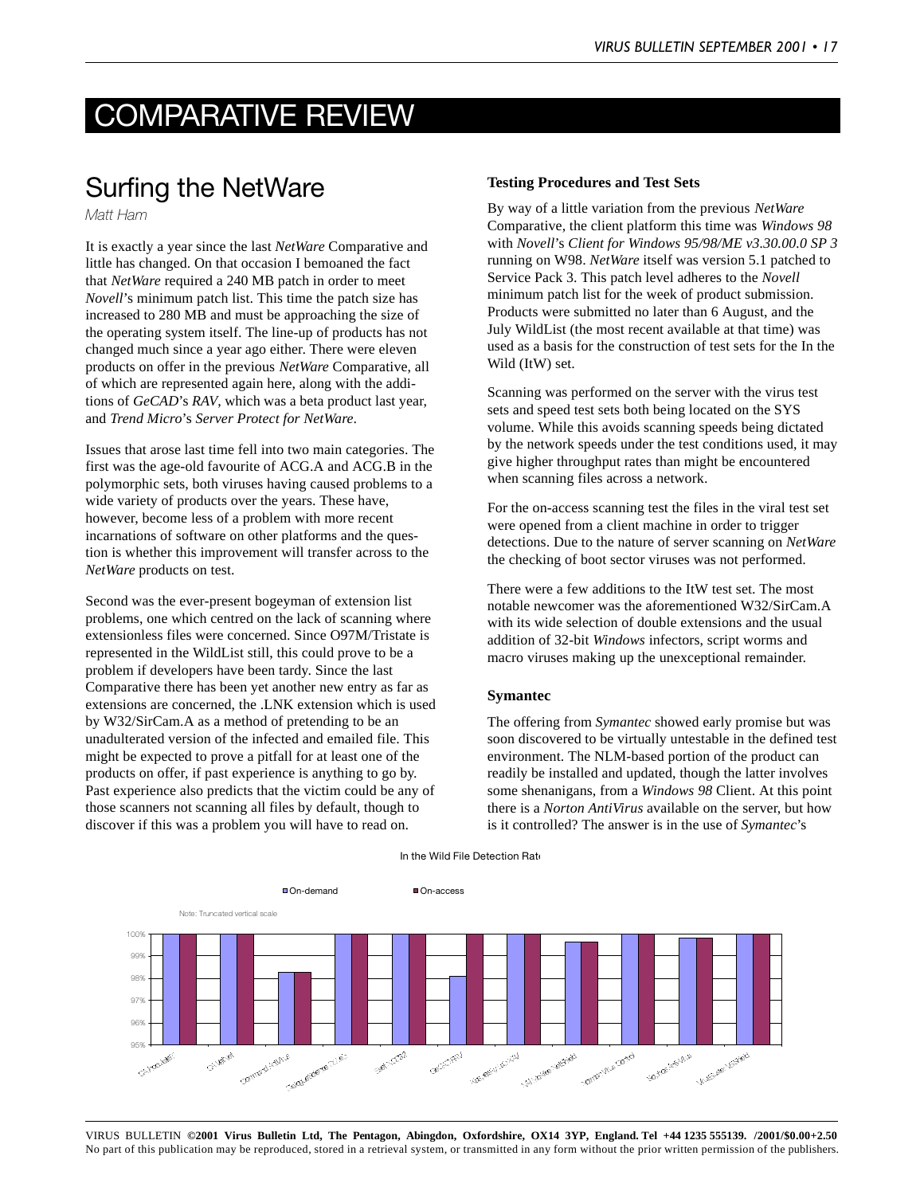# COMPARATIVE REVIEW

## Surfing the NetWare

*Matt Ham*

It is exactly a year since the last *NetWare* Comparative and little has changed. On that occasion I bemoaned the fact that *NetWare* required a 240 MB patch in order to meet *Novell*'s minimum patch list. This time the patch size has increased to 280 MB and must be approaching the size of the operating system itself. The line-up of products has not changed much since a year ago either. There were eleven products on offer in the previous *NetWare* Comparative, all of which are represented again here, along with the additions of *GeCAD*'s *RAV*, which was a beta product last year, and *Trend Micro*'s *Server Protect for NetWare*.

Issues that arose last time fell into two main categories. The first was the age-old favourite of ACG.A and ACG.B in the polymorphic sets, both viruses having caused problems to a wide variety of products over the years. These have, however, become less of a problem with more recent incarnations of software on other platforms and the question is whether this improvement will transfer across to the *NetWare* products on test.

Second was the ever-present bogeyman of extension list problems, one which centred on the lack of scanning where extensionless files were concerned. Since O97M/Tristate is represented in the WildList still, this could prove to be a problem if developers have been tardy. Since the last Comparative there has been yet another new entry as far as extensions are concerned, the .LNK extension which is used by W32/SirCam.A as a method of pretending to be an unadulterated version of the infected and emailed file. This might be expected to prove a pitfall for at least one of the products on offer, if past experience is anything to go by. Past experience also predicts that the victim could be any of those scanners not scanning all files by default, though to discover if this was a problem you will have to read on.

### Testing Procedures and Test Sets

By way of a little variation from the previous *NetWare* Comparative, the client platform this time was *Windows 98* with *Novell*'s *Client for Windows 95/98/ME v3.30.00.0 SP 3* running on W98. *NetWare* itself was version 5.1 patched to Service Pack 3. This patch level adheres to the *Novell* minimum patch list for the week of product submission. Products were submitted no later than 6 August, and the July WildList (the most recent available at that time) was used as a basis for the construction of test sets for the In the Wild (ItW) set.

Scanning was performed on the server with the virus test sets and speed test sets both being located on the SYS volume. While this avoids scanning speeds being dictated by the network speeds under the test conditions used, it may give higher throughput rates than might be encountered when scanning files across a network.

For the on-access scanning test the files in the viral test set were opened from a client machine in order to trigger detections. Due to the nature of server scanning on *NetWare* the checking of boot sector viruses was not performed.

There were a few additions to the ItW test set. The most notable newcomer was the aforementioned W32/SirCam.A with its wide selection of double extensions and the usual addition of 32-bit *Windows* infectors, script worms and macro viruses making up the unexceptional remainder.

### Symantec

The offering from *Symantec* showed early promise but was soon discovered to be virtually untestable in the defined test environment. The NLM-based portion of the product can readily be installed and updated, though the latter involves some shenanigans, from a *Windows 98* Client. At this point there is a *Norton AntiVirus* available on the server, but how is it controlled? The answer is in the use of *Symantec*'s

In the Wild File Detection Rate

On-demand | On-access

Note: Truncated vertical scale

| Product | On-demand | On-access |
|---|---|---|
| CA InoculateIT | 100% | 100% |
| CAT Vet | 100% | 100% |
| Command AntiVirus | ~98.3% | ~98.3% |
| Eset NOD32 (DialogueScience Dr.Web) | 100% | 100% |
| Eset NOD32 | 100% | 100% |
| GeCAD RAV | ~98.1% | 100% |
| Kaspersky AVP | 100% | 100% |
| NAI McAfee NetShield | ~99.6% | ~99.6% |
| Norman Virus Control | 100% | 100% |
| Sophos SAVI | ~99.8% | ~99.8% |
| Trend ServerProtect | 100% | 100% |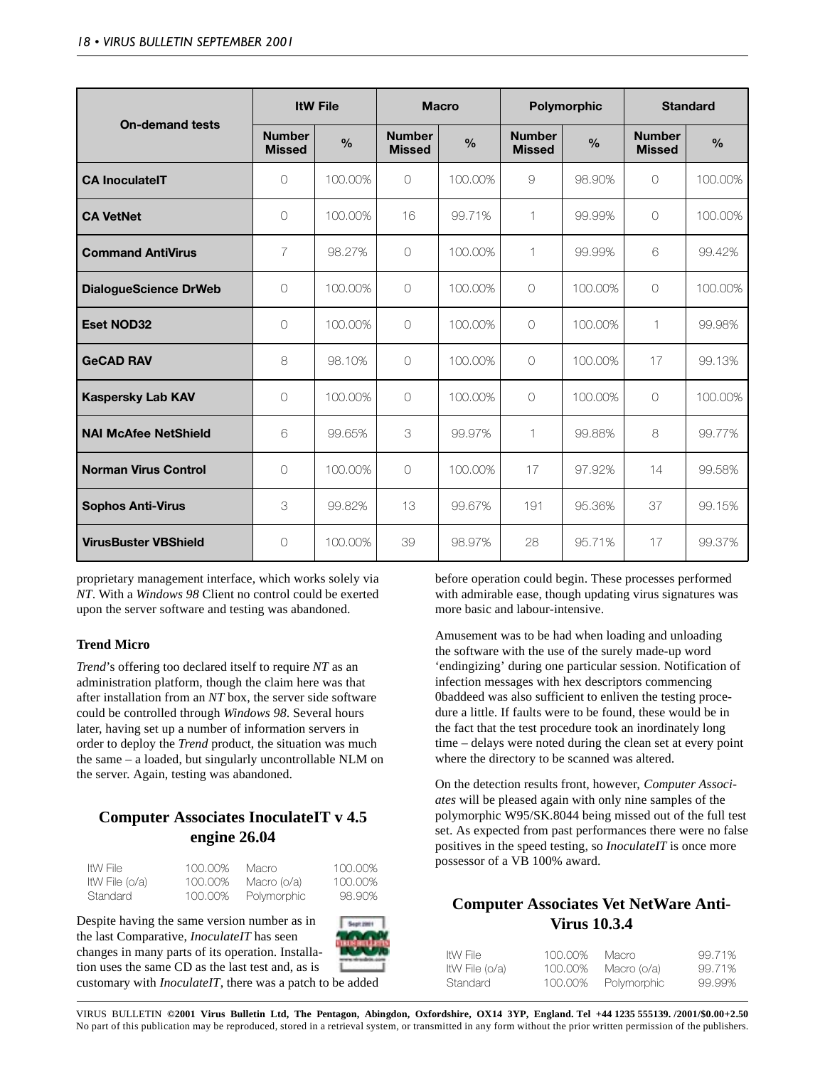| On-demand tests | ItW File | | Macro | | Polymorphic | | Standard | |
|---|---|---|---|---|---|---|---|---|
| | Number Missed | % | Number Missed | % | Number Missed | % | Number Missed | % |
| **CA InoculateIT** | 0 | 100.00% | 0 | 100.00% | 9 | 98.90% | 0 | 100.00% |
| **CA VetNet** | 0 | 100.00% | 16 | 99.71% | 1 | 99.99% | 0 | 100.00% |
| **Command AntiVirus** | 7 | 98.27% | 0 | 100.00% | 1 | 99.99% | 6 | 99.42% |
| **DialogueScience DrWeb** | 0 | 100.00% | 0 | 100.00% | 0 | 100.00% | 0 | 100.00% |
| **Eset NOD32** | 0 | 100.00% | 0 | 100.00% | 0 | 100.00% | 1 | 99.98% |
| **GeCAD RAV** | 8 | 98.10% | 0 | 100.00% | 0 | 100.00% | 17 | 99.13% |
| **Kaspersky Lab KAV** | 0 | 100.00% | 0 | 100.00% | 0 | 100.00% | 0 | 100.00% |
| **NAI McAfee NetShield** | 6 | 99.65% | 3 | 99.97% | 1 | 99.88% | 8 | 99.77% |
| **Norman Virus Control** | 0 | 100.00% | 0 | 100.00% | 17 | 97.92% | 14 | 99.58% |
| **Sophos Anti-Virus** | 3 | 99.82% | 13 | 99.67% | 191 | 95.36% | 37 | 99.15% |
| **VirusBuster VBShield** | 0 | 100.00% | 39 | 98.97% | 28 | 95.71% | 17 | 99.37% |

proprietary management interface, which works solely via *NT*. With a *Windows 98* Client no control could be exerted upon the server software and testing was abandoned.

### Trend Micro

*Trend*'s offering too declared itself to require *NT* as an administration platform, though the claim here was that after installation from an *NT* box, the server side software could be controlled through *Windows 98*. Several hours later, having set up a number of information servers in order to deploy the *Trend* product, the situation was much the same – a loaded, but singularly uncontrollable NLM on the server. Again, testing was abandoned.

## Computer Associates InoculateIT v 4.5 engine 26.04

| | | | |
|---|---|---|---|
| ItW File | 100.00% | Macro | 100.00% |
| ItW File (o/a) | 100.00% | Macro (o/a) | 100.00% |
| Standard | 100.00% | Polymorphic | 98.90% |

Despite having the same version number as in the last Comparative, *InoculateIT* has seen changes in many parts of its operation. Installation uses the same CD as the last test and, as is customary with *InoculateIT*, there was a patch to be added before operation could begin. These processes performed with admirable ease, though updating virus signatures was more basic and labour-intensive.

Amusement was to be had when loading and unloading the software with the use of the surely made-up word 'endingizing' during one particular session. Notification of infection messages with hex descriptors commencing 0baddeed was also sufficient to enliven the testing procedure a little. If faults were to be found, these would be in the fact that the test procedure took an inordinately long time – delays were noted during the clean set at every point where the directory to be scanned was altered.

On the detection results front, however, *Computer Associates* will be pleased again with only nine samples of the polymorphic W95/SK.8044 being missed out of the full test set. As expected from past performances there were no false positives in the speed testing, so *InoculateIT* is once more possessor of a VB 100% award.

## Computer Associates Vet NetWare Anti-Virus 10.3.4

| | | | |
|---|---|---|---|
| ItW File | 100.00% | Macro | 99.71% |
| ItW File (o/a) | 100.00% | Macro (o/a) | 99.71% |
| Standard | 100.00% | Polymorphic | 99.99% |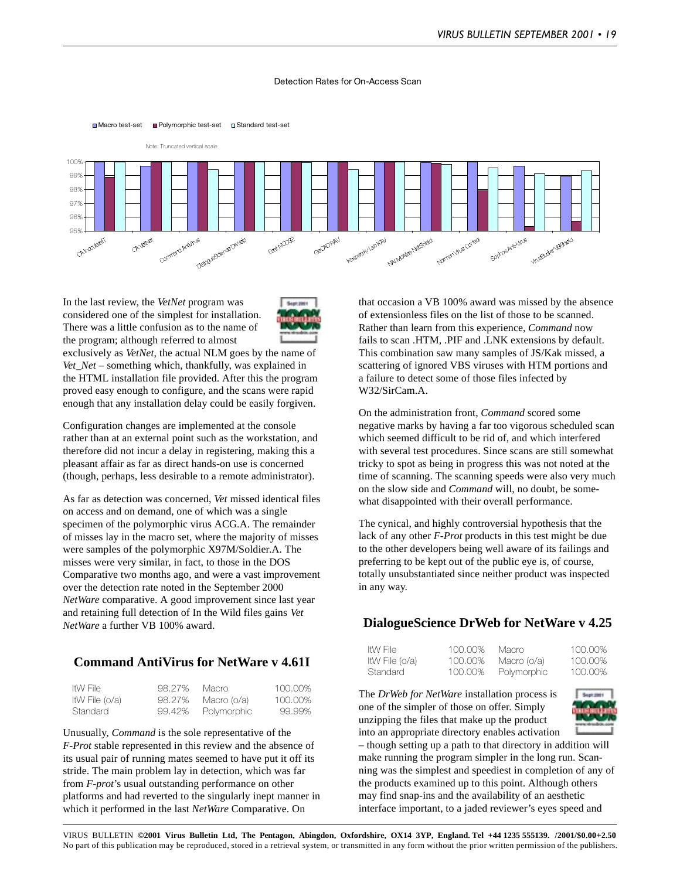Detection Rates for On-Access Scan

Macro test-set | Polymorphic test-set | Standard test-set

Note: Truncated vertical scale

In the last review, the *VetNet* program was considered one of the simplest for installation. There was a little confusion as to the name of the program; although referred to almost exclusively as *VetNet*, the actual NLM goes by the name of *Vet_Net* – something which, thankfully, was explained in the HTML installation file provided. After this the program proved easy enough to configure, and the scans were rapid enough that any installation delay could be easily forgiven.

Configuration changes are implemented at the console rather than at an external point such as the workstation, and therefore did not incur a delay in registering, making this a pleasant affair as far as direct hands-on use is concerned (though, perhaps, less desirable to a remote administrator).

As far as detection was concerned, *Vet* missed identical files on access and on demand, one of which was a single specimen of the polymorphic virus ACG.A. The remainder of misses lay in the macro set, where the majority of misses were samples of the polymorphic X97M/Soldier.A. The misses were very similar, in fact, to those in the DOS Comparative two months ago, and were a vast improvement over the detection rate noted in the September 2000 *NetWare* comparative. A good improvement since last year and retaining full detection of In the Wild files gains *Vet NetWare* a further VB 100% award.

## Command AntiVirus for NetWare v 4.61I

| ItW File | 98.27% | Macro | 100.00% |
|---|---|---|---|
| ItW File (o/a) | 98.27% | Macro (o/a) | 100.00% |
| Standard | 99.42% | Polymorphic | 99.99% |

Unusually, *Command* is the sole representative of the *F-Prot* stable represented in this review and the absence of its usual pair of running mates seemed to have put it off its stride. The main problem lay in detection, which was far from *F-prot*'s usual outstanding performance on other platforms and had reverted to the singularly inept manner in which it performed in the last *NetWare* Comparative. On that occasion a VB 100% award was missed by the absence of extensionless files on the list of those to be scanned. Rather than learn from this experience, *Command* now fails to scan .HTM, .PIF and .LNK extensions by default. This combination saw many samples of JS/Kak missed, a scattering of ignored VBS viruses with HTM portions and a failure to detect some of those files infected by W32/SirCam.A.

On the administration front, *Command* scored some negative marks by having a far too vigorous scheduled scan which seemed difficult to be rid of, and which interfered with several test procedures. Since scans are still somewhat tricky to spot as being in progress this was not noted at the time of scanning. The scanning speeds were also very much on the slow side and *Command* will, no doubt, be somewhat disappointed with their overall performance.

The cynical, and highly controversial hypothesis that the lack of any other *F-Prot* products in this test might be due to the other developers being well aware of its failings and preferring to be kept out of the public eye is, of course, totally unsubstantiated since neither product was inspected in any way.

## DialogueScience DrWeb for NetWare v 4.25

| ItW File | 100.00% | Macro | 100.00% |
|---|---|---|---|
| ItW File (o/a) | 100.00% | Macro (o/a) | 100.00% |
| Standard | 100.00% | Polymorphic | 100.00% |

The *DrWeb for NetWare* installation process is one of the simpler of those on offer. Simply unzipping the files that make up the product into an appropriate directory enables activation – though setting up a path to that directory in addition will make running the program simpler in the long run. Scanning was the simplest and speediest in completion of any of the products examined up to this point. Although others may find snap-ins and the availability of an aesthetic interface important, to a jaded reviewer's eyes speed and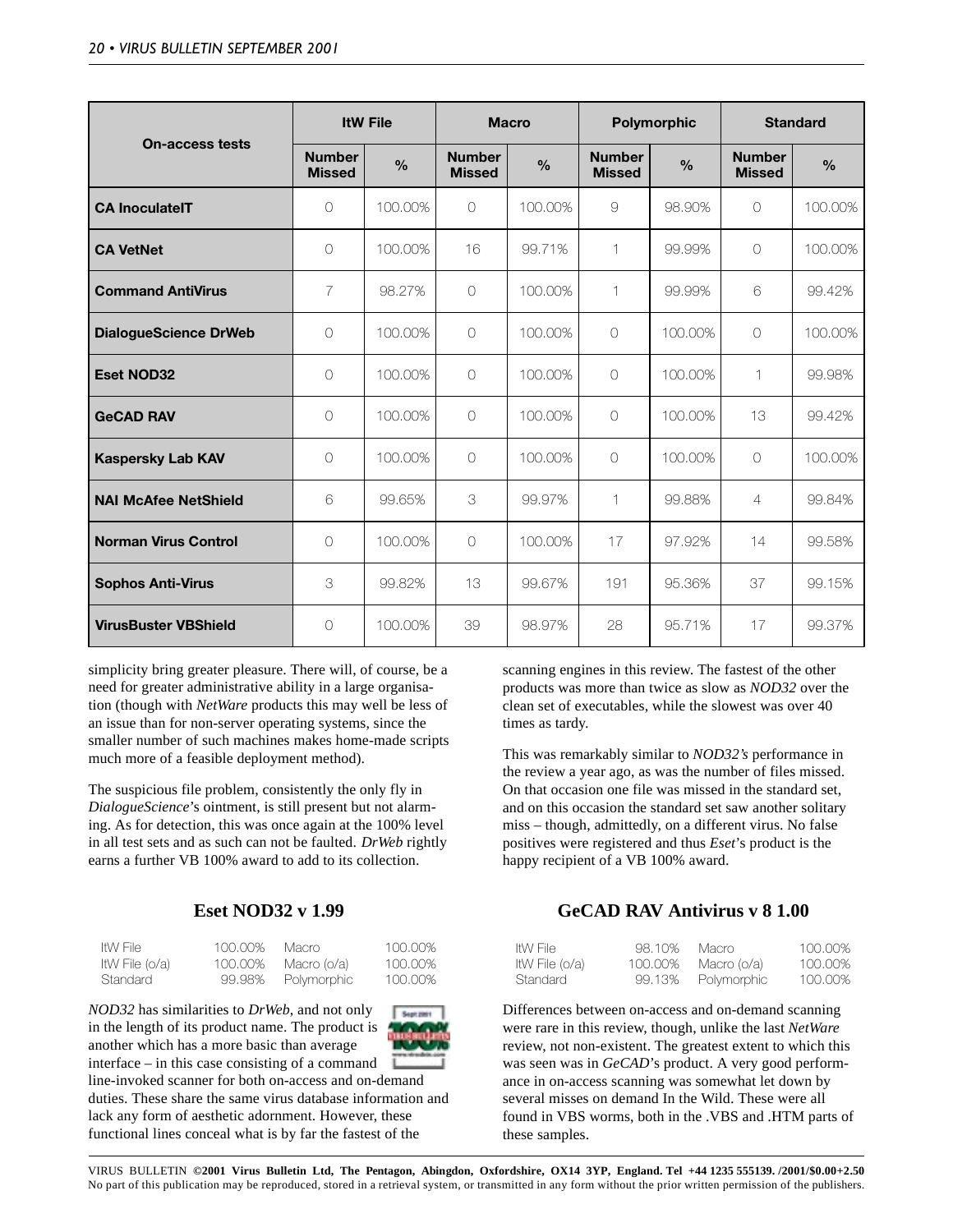| On-access tests | ItW File | | Macro | | Polymorphic | | Standard | |
|---|---|---|---|---|---|---|---|---|
| | Number Missed | % | Number Missed | % | Number Missed | % | Number Missed | % |
| **CA InoculateIT** | 0 | 100.00% | 0 | 100.00% | 9 | 98.90% | 0 | 100.00% |
| **CA VetNet** | 0 | 100.00% | 16 | 99.71% | 1 | 99.99% | 0 | 100.00% |
| **Command AntiVirus** | 7 | 98.27% | 0 | 100.00% | 1 | 99.99% | 6 | 99.42% |
| **DialogueScience DrWeb** | 0 | 100.00% | 0 | 100.00% | 0 | 100.00% | 0 | 100.00% |
| **Eset NOD32** | 0 | 100.00% | 0 | 100.00% | 0 | 100.00% | 1 | 99.98% |
| **GeCAD RAV** | 0 | 100.00% | 0 | 100.00% | 0 | 100.00% | 13 | 99.42% |
| **Kaspersky Lab KAV** | 0 | 100.00% | 0 | 100.00% | 0 | 100.00% | 0 | 100.00% |
| **NAI McAfee NetShield** | 6 | 99.65% | 3 | 99.97% | 1 | 99.88% | 4 | 99.84% |
| **Norman Virus Control** | 0 | 100.00% | 0 | 100.00% | 17 | 97.92% | 14 | 99.58% |
| **Sophos Anti-Virus** | 3 | 99.82% | 13 | 99.67% | 191 | 95.36% | 37 | 99.15% |
| **VirusBuster VBShield** | 0 | 100.00% | 39 | 98.97% | 28 | 95.71% | 17 | 99.37% |

simplicity bring greater pleasure. There will, of course, be a need for greater administrative ability in a large organisation (though with *NetWare* products this may well be less of an issue than for non-server operating systems, since the smaller number of such machines makes home-made scripts much more of a feasible deployment method).

The suspicious file problem, consistently the only fly in *DialogueScience*'s ointment, is still present but not alarming. As for detection, this was once again at the 100% level in all test sets and as such can not be faulted. *DrWeb* rightly earns a further VB 100% award to add to its collection.

## Eset NOD32 v 1.99

| | | | |
|---|---|---|---|
| ItW File | 100.00% | Macro | 100.00% |
| ItW File (o/a) | 100.00% | Macro (o/a) | 100.00% |
| Standard | 99.98% | Polymorphic | 100.00% |

*NOD32* has similarities to *DrWeb*, and not only in the length of its product name. The product is another which has a more basic than average interface – in this case consisting of a command line-invoked scanner for both on-access and on-demand duties. These share the same virus database information and lack any form of aesthetic adornment. However, these functional lines conceal what is by far the fastest of the scanning engines in this review. The fastest of the other products was more than twice as slow as *NOD32* over the clean set of executables, while the slowest was over 40 times as tardy.

This was remarkably similar to *NOD32's* performance in the review a year ago, as was the number of files missed. On that occasion one file was missed in the standard set, and on this occasion the standard set saw another solitary miss – though, admittedly, on a different virus. No false positives were registered and thus *Eset*'s product is the happy recipient of a VB 100% award.

## GeCAD RAV Antivirus v 8 1.00

| | | | |
|---|---|---|---|
| ItW File | 98.10% | Macro | 100.00% |
| ItW File (o/a) | 100.00% | Macro (o/a) | 100.00% |
| Standard | 99.13% | Polymorphic | 100.00% |

Differences between on-access and on-demand scanning were rare in this review, though, unlike the last *NetWare* review, not non-existent. The greatest extent to which this was seen was in *GeCAD*'s product. A very good performance in on-access scanning was somewhat let down by several misses on demand In the Wild. These were all found in VBS worms, both in the .VBS and .HTM parts of these samples.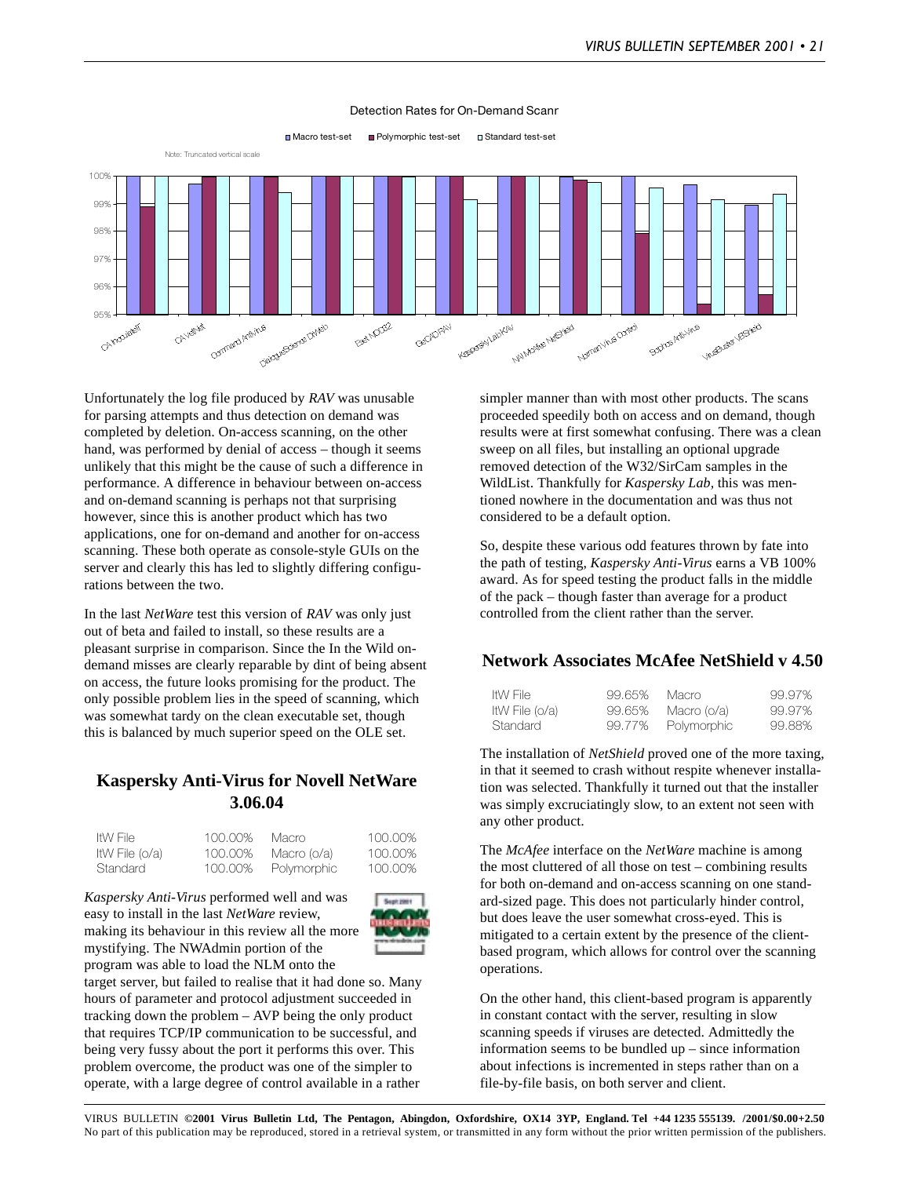Detection Rates for On-Demand Scanr

Unfortunately the log file produced by *RAV* was unusable for parsing attempts and thus detection on demand was completed by deletion. On-access scanning, on the other hand, was performed by denial of access – though it seems unlikely that this might be the cause of such a difference in performance. A difference in behaviour between on-access and on-demand scanning is perhaps not that surprising however, since this is another product which has two applications, one for on-demand and another for on-access scanning. These both operate as console-style GUIs on the server and clearly this has led to slightly differing configurations between the two.

In the last *NetWare* test this version of *RAV* was only just out of beta and failed to install, so these results are a pleasant surprise in comparison. Since the In the Wild on-demand misses are clearly reparable by dint of being absent on access, the future looks promising for the product. The only possible problem lies in the speed of scanning, which was somewhat tardy on the clean executable set, though this is balanced by much superior speed on the OLE set.

## Kaspersky Anti-Virus for Novell NetWare 3.06.04

| | | | |
|---|---|---|---|
| ItW File | 100.00% | Macro | 100.00% |
| ItW File (o/a) | 100.00% | Macro (o/a) | 100.00% |
| Standard | 100.00% | Polymorphic | 100.00% |

*Kaspersky Anti-Virus* performed well and was easy to install in the last *NetWare* review, making its behaviour in this review all the more mystifying. The NWAdmin portion of the program was able to load the NLM onto the target server, but failed to realise that it had done so. Many hours of parameter and protocol adjustment succeeded in tracking down the problem – AVP being the only product that requires TCP/IP communication to be successful, and being very fussy about the port it performs this over. This problem overcome, the product was one of the simpler to operate, with a large degree of control available in a rather simpler manner than with most other products. The scans proceeded speedily both on access and on demand, though results were at first somewhat confusing. There was a clean sweep on all files, but installing an optional upgrade removed detection of the W32/SirCam samples in the WildList. Thankfully for *Kaspersky Lab,* this was mentioned nowhere in the documentation and was thus not considered to be a default option.

So, despite these various odd features thrown by fate into the path of testing, *Kaspersky Anti-Virus* earns a VB 100% award. As for speed testing the product falls in the middle of the pack – though faster than average for a product controlled from the client rather than the server.

## Network Associates McAfee NetShield v 4.50

| | | | |
|---|---|---|---|
| ItW File | 99.65% | Macro | 99.97% |
| ItW File (o/a) | 99.65% | Macro (o/a) | 99.97% |
| Standard | 99.77% | Polymorphic | 99.88% |

The installation of *NetShield* proved one of the more taxing, in that it seemed to crash without respite whenever installation was selected. Thankfully it turned out that the installer was simply excruciatingly slow, to an extent not seen with any other product.

The *McAfee* interface on the *NetWare* machine is among the most cluttered of all those on test – combining results for both on-demand and on-access scanning on one standard-sized page. This does not particularly hinder control, but does leave the user somewhat cross-eyed. This is mitigated to a certain extent by the presence of the client-based program, which allows for control over the scanning operations.

On the other hand, this client-based program is apparently in constant contact with the server, resulting in slow scanning speeds if viruses are detected. Admittedly the information seems to be bundled up – since information about infections is incremented in steps rather than on a file-by-file basis, on both server and client.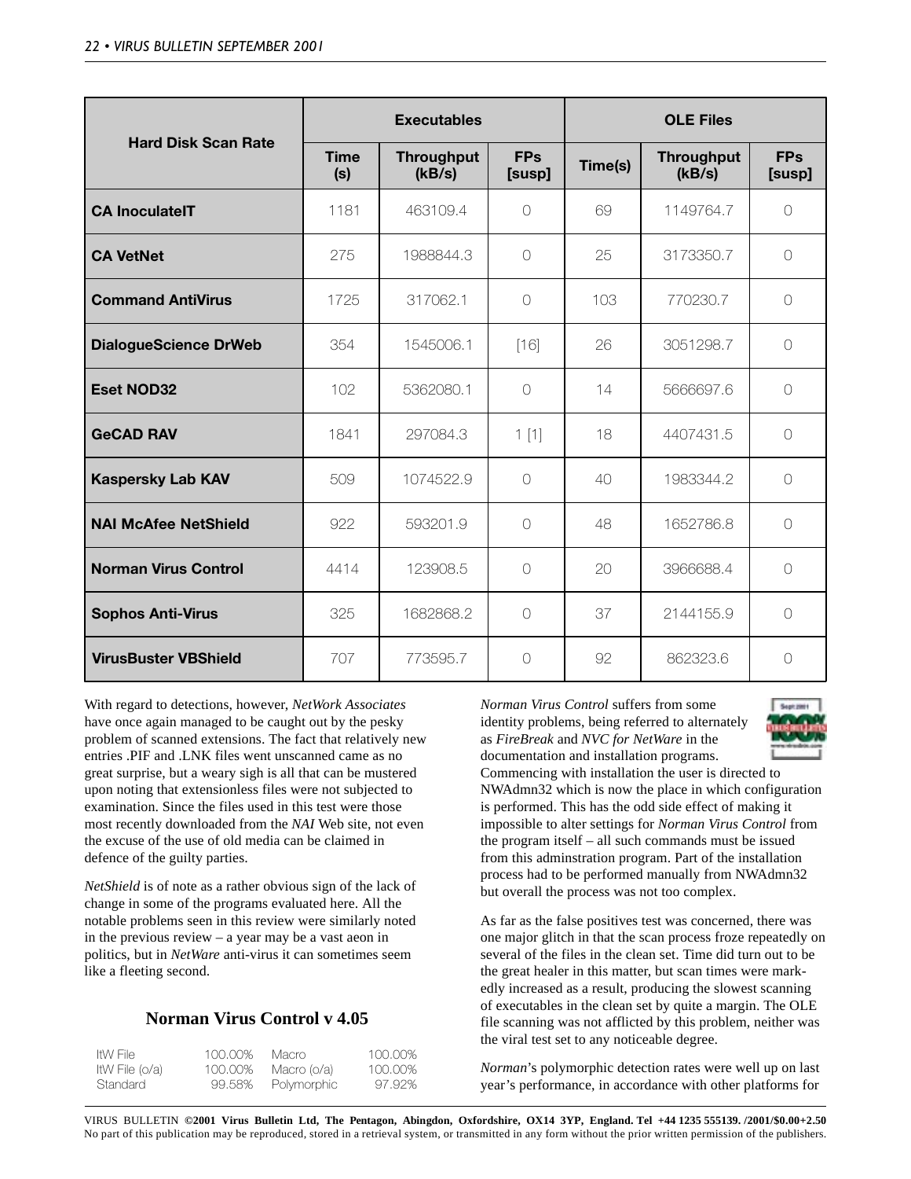| Hard Disk Scan Rate | Executables | | | OLE Files | | |
|---|---|---|---|---|---|---|
| | Time (s) | Throughput (kB/s) | FPs [susp] | Time(s) | Throughput (kB/s) | FPs [susp] |
| **CA InoculateIT** | 1181 | 463109.4 | 0 | 69 | 1149764.7 | 0 |
| **CA VetNet** | 275 | 1988844.3 | 0 | 25 | 3173350.7 | 0 |
| **Command AntiVirus** | 1725 | 317062.1 | 0 | 103 | 770230.7 | 0 |
| **DialogueScience DrWeb** | 354 | 1545006.1 | [16] | 26 | 3051298.7 | 0 |
| **Eset NOD32** | 102 | 5362080.1 | 0 | 14 | 5666697.6 | 0 |
| **GeCAD RAV** | 1841 | 297084.3 | 1 [1] | 18 | 4407431.5 | 0 |
| **Kaspersky Lab KAV** | 509 | 1074522.9 | 0 | 40 | 1983344.2 | 0 |
| **NAI McAfee NetShield** | 922 | 593201.9 | 0 | 48 | 1652786.8 | 0 |
| **Norman Virus Control** | 4414 | 123908.5 | 0 | 20 | 3966688.4 | 0 |
| **Sophos Anti-Virus** | 325 | 1682868.2 | 0 | 37 | 2144155.9 | 0 |
| **VirusBuster VBShield** | 707 | 773595.7 | 0 | 92 | 862323.6 | 0 |

With regard to detections, however, *NetWork Associates* have once again managed to be caught out by the pesky problem of scanned extensions. The fact that relatively new entries .PIF and .LNK files went unscanned came as no great surprise, but a weary sigh is all that can be mustered upon noting that extensionless files were not subjected to examination. Since the files used in this test were those most recently downloaded from the *NAI* Web site, not even the excuse of the use of old media can be claimed in defence of the guilty parties.

*NetShield* is of note as a rather obvious sign of the lack of change in some of the programs evaluated here. All the notable problems seen in this review were similarly noted in the previous review – a year may be a vast aeon in politics, but in *NetWare* anti-virus it can sometimes seem like a fleeting second.

## Norman Virus Control v 4.05

| | | | |
|---|---|---|---|
| ItW File | 100.00% | Macro | 100.00% |
| ItW File (o/a) | 100.00% | Macro (o/a) | 100.00% |
| Standard | 99.58% | Polymorphic | 97.92% |

*Norman Virus Control* suffers from some identity problems, being referred to alternately as *FireBreak* and *NVC for NetWare* in the documentation and installation programs. Commencing with installation the user is directed to NWAdmn32 which is now the place in which configuration is performed. This has the odd side effect of making it impossible to alter settings for *Norman Virus Control* from the program itself – all such commands must be issued from this adminstration program. Part of the installation process had to be performed manually from NWAdmn32 but overall the process was not too complex.

As far as the false positives test was concerned, there was one major glitch in that the scan process froze repeatedly on several of the files in the clean set. Time did turn out to be the great healer in this matter, but scan times were markedly increased as a result, producing the slowest scanning of executables in the clean set by quite a margin. The OLE file scanning was not afflicted by this problem, neither was the viral test set to any noticeable degree.

*Norman*'s polymorphic detection rates were well up on last year's performance, in accordance with other platforms for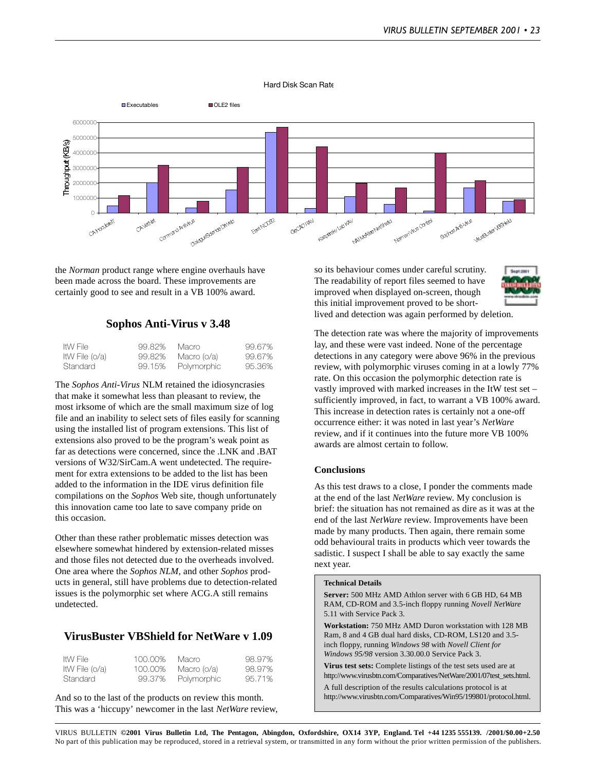Hard Disk Scan Rate

the *Norman* product range where engine overhauls have been made across the board. These improvements are certainly good to see and result in a VB 100% award.

## Sophos Anti-Virus v 3.48

| ItW File | 99.82% | Macro | 99.67% |
|---|---|---|---|
| ItW File (o/a) | 99.82% | Macro (o/a) | 99.67% |
| Standard | 99.15% | Polymorphic | 95.36% |

The *Sophos Anti-Virus* NLM retained the idiosyncracies that make it somewhat less than pleasant to review, the most irksome of which are the small maximum size of log file and an inability to select sets of files easily for scanning using the installed list of program extensions. This list of extensions also proved to be the program's weak point as far as detections were concerned, since the .LNK and .BAT versions of W32/SirCam.A went undetected. The requirement for extra extensions to be added to the list has been added to the information in the IDE virus definition file compilations on the *Sophos* Web site, though unfortunately this innovation came too late to save company pride on this occasion.

Other than these rather problematic misses detection was elsewhere somewhat hindered by extension-related misses and those files not detected due to the overheads involved. One area where the *Sophos NLM*, and other *Sophos* products in general, still have problems due to detection-related issues is the polymorphic set where ACG.A still remains undetected.

## VirusBuster VBShield for NetWare v 1.09

| ItW File | 100.00% | Macro | 98.97% |
|---|---|---|---|
| ItW File (o/a) | 100.00% | Macro (o/a) | 98.97% |
| Standard | 99.37% | Polymorphic | 95.71% |

And so to the last of the products on review this month. This was a 'hiccupy' newcomer in the last *NetWare* review, so its behaviour comes under careful scrutiny. The readability of report files seemed to have improved when displayed on-screen, though this initial improvement proved to be short-lived and detection was again performed by deletion.

The detection rate was where the majority of improvements lay, and these were vast indeed. None of the percentage detections in any category were above 96% in the previous review, with polymorphic viruses coming in at a lowly 77% rate. On this occasion the polymorphic detection rate is vastly improved with marked increases in the ItW test set – sufficiently improved, in fact, to warrant a VB 100% award. This increase in detection rates is certainly not a one-off occurrence either: it was noted in last year's *NetWare* review, and if it continues into the future more VB 100% awards are almost certain to follow.

### Conclusions

As this test draws to a close, I ponder the comments made at the end of the last *NetWare* review. My conclusion is brief: the situation has not remained as dire as it was at the end of the last *NetWare* review. Improvements have been made by many products. Then again, there remain some odd behavioural traits in products which veer towards the sadistic. I suspect I shall be able to say exactly the same next year.

**Technical Details**

**Server:** 500 MHz AMD Athlon server with 6 GB HD, 64 MB RAM, CD-ROM and 3.5-inch floppy running *Novell NetWare* 5.11 with Service Pack 3.

**Workstation:** 750 MHz AMD Duron workstation with 128 MB Ram, 8 and 4 GB dual hard disks, CD-ROM, LS120 and 3.5-inch floppy, running *Windows 98* with *Novell Client for Windows 95/98* version 3.30.00.0 Service Pack 3.

**Virus test sets:** Complete listings of the test sets used are at http://www.virusbtn.com/Comparatives/NetWare/2001/07test_sets.html.

A full description of the results calculations protocol is at http://www.virusbtn.com/Comparatives/Win95/199801/protocol.html.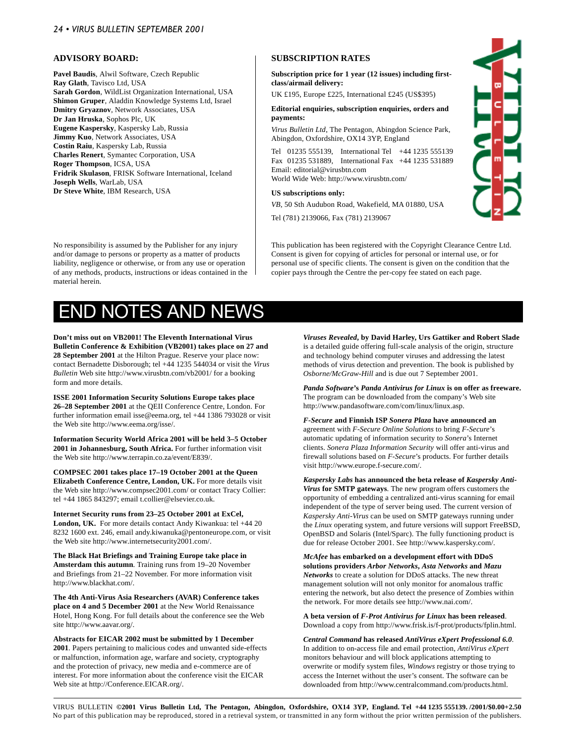## ADVISORY BOARD:

**Pavel Baudis**, Alwil Software, Czech Republic
**Ray Glath**, Tavisco Ltd, USA
**Sarah Gordon**, WildList Organization International, USA
**Shimon Gruper**, Aladdin Knowledge Systems Ltd, Israel
**Dmitry Gryaznov**, Network Associates, USA
**Dr Jan Hruska**, Sophos Plc, UK
**Eugene Kaspersky**, Kaspersky Lab, Russia
**Jimmy Kuo**, Network Associates, USA
**Costin Raiu**, Kaspersky Lab, Russia
**Charles Renert**, Symantec Corporation, USA
**Roger Thompson**, ICSA, USA
**Fridrik Skulason**, FRISK Software International, Iceland
**Joseph Wells**, WarLab, USA
**Dr Steve White**, IBM Research, USA

No responsibility is assumed by the Publisher for any injury and/or damage to persons or property as a matter of products liability, negligence or otherwise, or from any use or operation of any methods, products, instructions or ideas contained in the material herein.

## SUBSCRIPTION RATES

**Subscription price for 1 year (12 issues) including first-class/airmail delivery:**

UK £195, Europe £225, International £245 (US$395)

**Editorial enquiries, subscription enquiries, orders and payments:**

*Virus Bulletin Ltd*, The Pentagon, Abingdon Science Park, Abingdon, Oxfordshire, OX14 3YP, England

Tel 01235 555139, International Tel +44 1235 555139
Fax 01235 531889, International Fax +44 1235 531889
Email: editorial@virusbtn.com
World Wide Web: http://www.virusbtn.com/

**US subscriptions only:**

*VB*, 50 Sth Audubon Road, Wakefield, MA 01880, USA

Tel (781) 2139066, Fax (781) 2139067

This publication has been registered with the Copyright Clearance Centre Ltd. Consent is given for copying of articles for personal or internal use, or for personal use of specific clients. The consent is given on the condition that the copier pays through the Centre the per-copy fee stated on each page.

# END NOTES AND NEWS

**Don't miss out on VB2001! The Eleventh International Virus Bulletin Conference & Exhibition (VB2001) takes place on 27 and 28 September 2001** at the Hilton Prague. Reserve your place now: contact Bernadette Disborough; tel +44 1235 544034 or visit the *Virus Bulletin* Web site http://www.virusbtn.com/vb2001/ for a booking form and more details.

**ISSE 2001 Information Security Solutions Europe takes place 26–28 September 2001** at the QEII Conference Centre, London. For further information email isse@eema.org, tel +44 1386 793028 or visit the Web site http://www.eema.org/isse/.

**Information Security World Africa 2001 will be held 3–5 October 2001 in Johannesburg, South Africa.** For further information visit the Web site http://www.terrapin.co.za/event/E839/.

**COMPSEC 2001 takes place 17–19 October 2001 at the Queen Elizabeth Conference Centre, London, UK.** For more details visit the Web site http://www.compsec2001.com/ or contact Tracy Collier: tel +44 1865 843297; email t.collier@elsevier.co.uk.

**Internet Security runs from 23–25 October 2001 at ExCel, London, UK.** For more details contact Andy Kiwankua: tel +44 20 8232 1600 ext. 246, email andy.kiwanuka@pentoneurope.com, or visit the Web site http://www.internetsecurity2001.com/.

**The Black Hat Briefings and Training Europe take place in Amsterdam this autumn**. Training runs from 19–20 November and Briefings from 21–22 November. For more information visit http://www.blackhat.com/.

**The 4th Anti-Virus Asia Researchers (AVAR) Conference takes place on 4 and 5 December 2001** at the New World Renaissance Hotel, Hong Kong. For full details about the conference see the Web site http://www.aavar.org/.

**Abstracts for EICAR 2002 must be submitted by 1 December 2001**. Papers pertaining to malicious codes and unwanted side-effects or malfunction, information age, warfare and society, cryptography and the protection of privacy, new media and e-commerce are of interest. For more information about the conference visit the EICAR Web site at http://Conference.EICAR.org/.

***Viruses Revealed*, by David Harley, Urs Gattiker and Robert Slade** is a detailed guide offering full-scale analysis of the origin, structure and technology behind computer viruses and addressing the latest methods of virus detection and prevention. The book is published by *Osborne/McGraw-Hill* and is due out 7 September 2001.

***Panda Software*'s *Panda Antivirus for Linux* is on offer as freeware.** The program can be downloaded from the company's Web site http://www.pandasoftware.com/com/linux/linux.asp.

***F-Secure* and Finnish ISP *Sonera Plaza* have announced an** agreement with *F-Secure Online Solutions* to bring *F-Secure*'s automatic updating of information security to *Sonera*'s Internet clients. *Sonera Plaza Information Security* will offer anti-virus and firewall solutions based on *F-Secure*'s products. For further details visit http://www.europe.f-secure.com/.

***Kaspersky Labs* has announced the beta release of *Kaspersky Anti-Virus* for SMTP gateways**. The new program offers customers the opportunity of embedding a centralized anti-virus scanning for email independent of the type of server being used. The current version of *Kaspersky Anti-Virus* can be used on SMTP gateways running under the *Linux* operating system, and future versions will support FreeBSD, OpenBSD and Solaris (Intel/Sparc). The fully functioning product is due for release October 2001. See http://www.kaspersky.com/.

***McAfee* has embarked on a development effort with DDoS solutions providers *Arbor Networks*, *Asta Networks* and *Mazu Networks*** to create a solution for DDoS attacks. The new threat management solution will not only monitor for anomalous traffic entering the network, but also detect the presence of Zombies within the network. For more details see http://www.nai.com/.

**A beta version of *F-Prot Antivirus for Linux* has been released**. Download a copy from http://www.frisk.is/f-prot/products/fplin.html.

***Central Command* has released *AntiVirus eXpert Professional 6.0*.** In addition to on-access file and email protection, *AntiVirus eXpert* monitors behaviour and will block applications attempting to overwrite or modify system files, *Windows* registry or those trying to access the Internet without the user's consent. The software can be downloaded from http://www.centralcommand.com/products.html.

VIRUS BULLETIN **©2001 Virus Bulletin Ltd, The Pentagon, Abingdon, Oxfordshire, OX14 3YP, England. Tel +44 1235 555139. /2001/$0.00+2.50**
No part of this publication may be reproduced, stored in a retrieval system, or transmitted in any form without the prior written permission of the publishers.